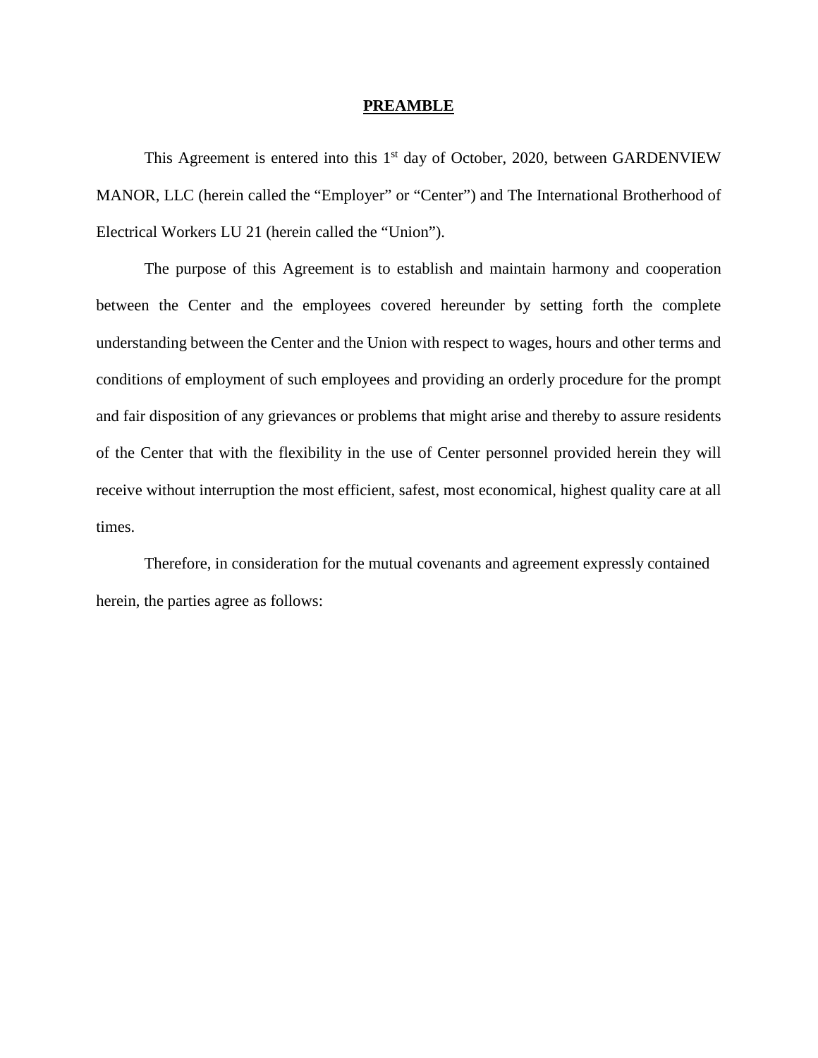# **PREAMBLE**

This Agreement is entered into this 1st day of October, 2020, between GARDENVIEW MANOR, LLC (herein called the "Employer" or "Center") and The International Brotherhood of Electrical Workers LU 21 (herein called the "Union").

The purpose of this Agreement is to establish and maintain harmony and cooperation between the Center and the employees covered hereunder by setting forth the complete understanding between the Center and the Union with respect to wages, hours and other terms and conditions of employment of such employees and providing an orderly procedure for the prompt and fair disposition of any grievances or problems that might arise and thereby to assure residents of the Center that with the flexibility in the use of Center personnel provided herein they will receive without interruption the most efficient, safest, most economical, highest quality care at all times.

Therefore, in consideration for the mutual covenants and agreement expressly contained herein, the parties agree as follows: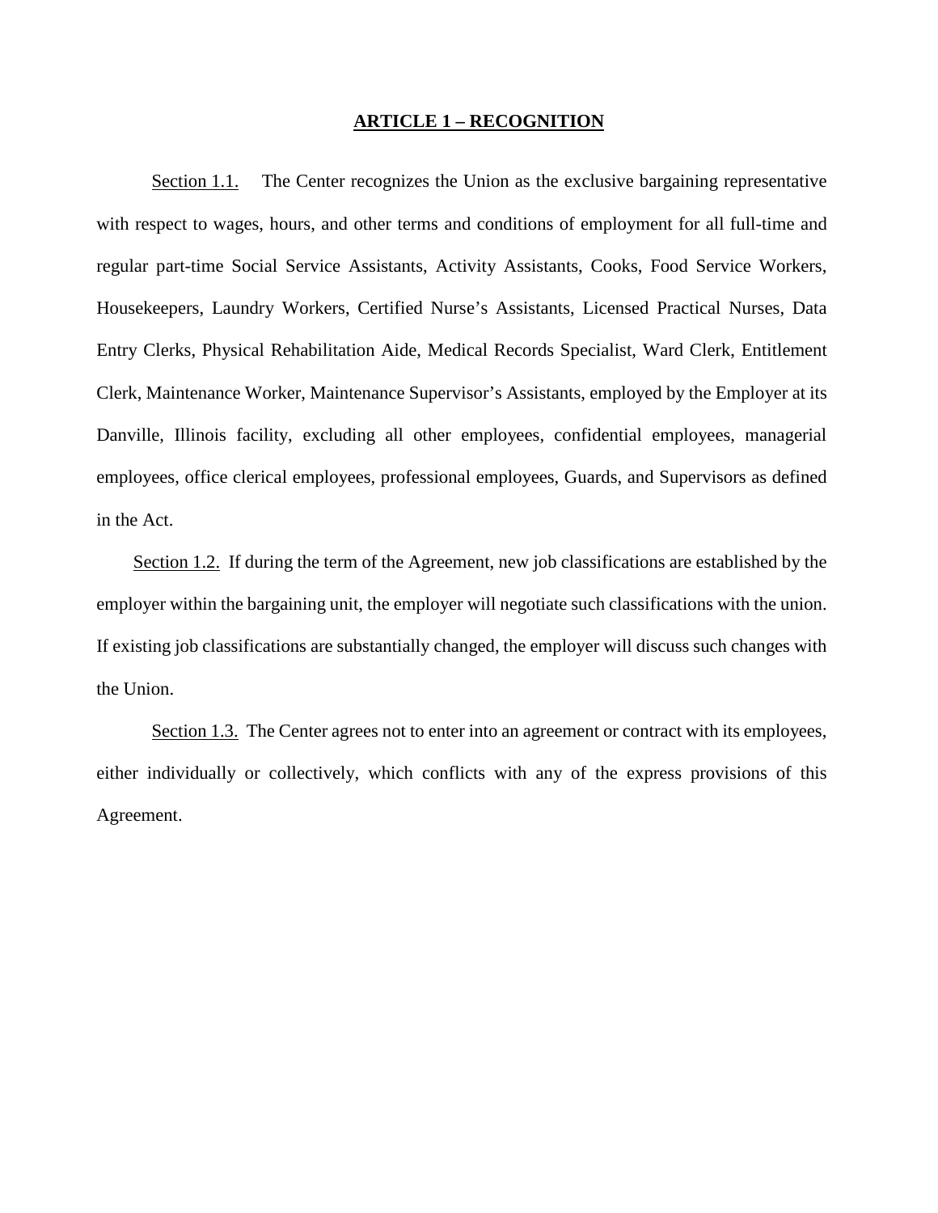## ARTICLE 1 – RECOGNITION

Section 1.1. The Center recognizes the Union as the exclusive bargaining representative with respect to wages, hours, and other terms and conditions of employment for all full-time and regular part-time Social Service Assistants, Activity Assistants, Cooks, Food Service Workers, Housekeepers, Laundry Workers, Certified Nurse's Assistants, Licensed Practical Nurses, Data Entry Clerks, Physical Rehabilitation Aide, Medical Records Specialist, Ward Clerk, Entitlement Clerk, Maintenance Worker, Maintenance Supervisor's Assistants, employed by the Employer at its Danville, Illinois facility, excluding all other employees, confidential employees, managerial employees, office clerical employees, professional employees, Guards, and Supervisors as defined in the Act.

Section 1.2. If during the term of the Agreement, new job classifications are established by the employer within the bargaining unit, the employer will negotiate such classifications with the union. If existing job classifications are substantially changed, the employer will discuss such changes with the Union.

Section 1.3. The Center agrees not to enter into an agreement or contract with its employees, either individually or collectively, which conflicts with any of the express provisions of this Agreement.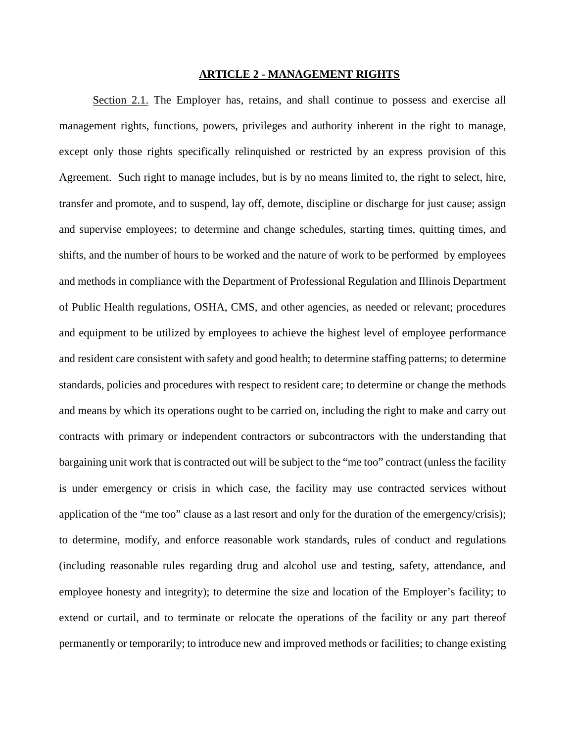## ARTICLE 2 - MANAGEMENT RIGHTS

Section 2.1. The Employer has, retains, and shall continue to possess and exercise all management rights, functions, powers, privileges and authority inherent in the right to manage, except only those rights specifically relinquished or restricted by an express provision of this Agreement. Such right to manage includes, but is by no means limited to, the right to select, hire, transfer and promote, and to suspend, lay off, demote, discipline or discharge for just cause; assign and supervise employees; to determine and change schedules, starting times, quitting times, and shifts, and the number of hours to be worked and the nature of work to be performed by employees and methods in compliance with the Department of Professional Regulation and Illinois Department of Public Health regulations, OSHA, CMS, and other agencies, as needed or relevant; procedures and equipment to be utilized by employees to achieve the highest level of employee performance and resident care consistent with safety and good health; to determine staffing patterns; to determine standards, policies and procedures with respect to resident care; to determine or change the methods and means by which its operations ought to be carried on, including the right to make and carry out contracts with primary or independent contractors or subcontractors with the understanding that bargaining unit work that is contracted out will be subject to the "me too" contract (unless the facility is under emergency or crisis in which case, the facility may use contracted services without application of the "me too" clause as a last resort and only for the duration of the emergency/crisis); to determine, modify, and enforce reasonable work standards, rules of conduct and regulations (including reasonable rules regarding drug and alcohol use and testing, safety, attendance, and employee honesty and integrity); to determine the size and location of the Employer's facility; to extend or curtail, and to terminate or relocate the operations of the facility or any part thereof permanently or temporarily; to introduce new and improved methods or facilities; to change existing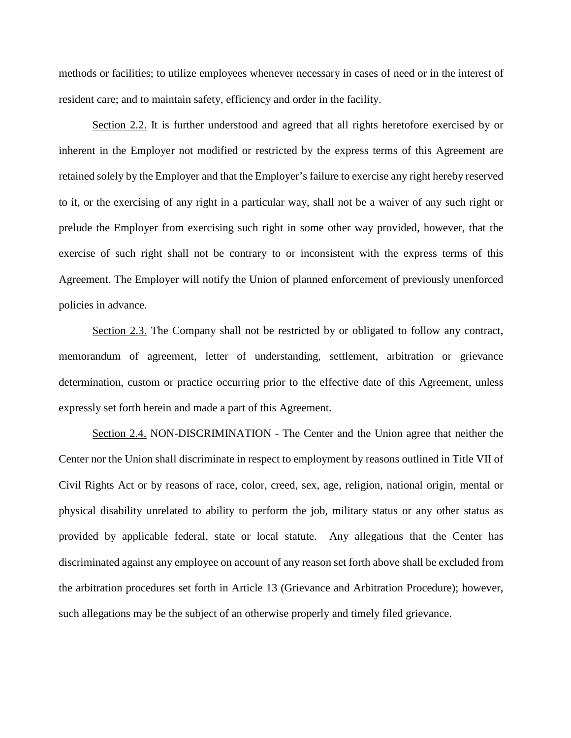methods or facilities; to utilize employees whenever necessary in cases of need or in the interest of resident care; and to maintain safety, efficiency and order in the facility.

Section 2.2. It is further understood and agreed that all rights heretofore exercised by or inherent in the Employer not modified or restricted by the express terms of this Agreement are retained solely by the Employer and that the Employer's failure to exercise any right hereby reserved to it, or the exercising of any right in a particular way, shall not be a waiver of any such right or prelude the Employer from exercising such right in some other way provided, however, that the exercise of such right shall not be contrary to or inconsistent with the express terms of this Agreement. The Employer will notify the Union of planned enforcement of previously unenforced policies in advance.

Section 2.3. The Company shall not be restricted by or obligated to follow any contract, memorandum of agreement, letter of understanding, settlement, arbitration or grievance determination, custom or practice occurring prior to the effective date of this Agreement, unless expressly set forth herein and made a part of this Agreement.

Section 2.4. NON-DISCRIMINATION - The Center and the Union agree that neither the Center nor the Union shall discriminate in respect to employment by reasons outlined in Title VII of Civil Rights Act or by reasons of race, color, creed, sex, age, religion, national origin, mental or physical disability unrelated to ability to perform the job, military status or any other status as provided by applicable federal, state or local statute. Any allegations that the Center has discriminated against any employee on account of any reason set forth above shall be excluded from the arbitration procedures set forth in Article 13 (Grievance and Arbitration Procedure); however, such allegations may be the subject of an otherwise properly and timely filed grievance.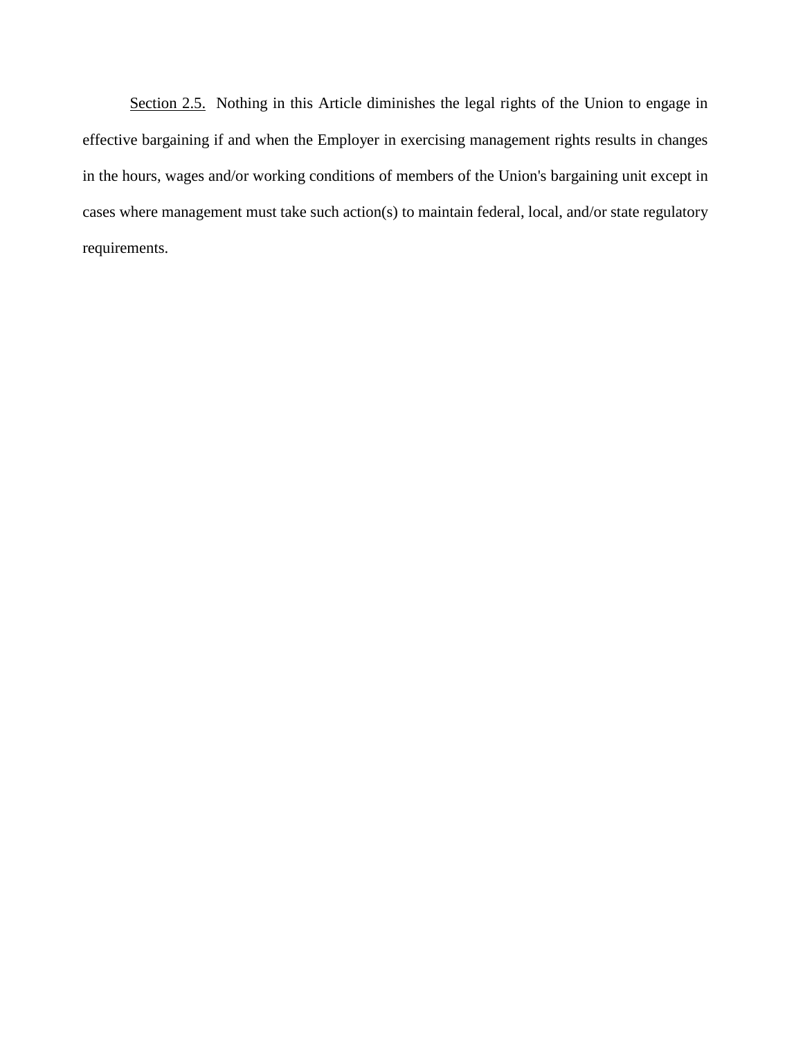<u>Section 2.5.</u> Nothing in this Article diminishes the legal rights of the Union to engage in effective bargaining if and when the Employer in exercising management rights results in changes in the hours, wages and/or working conditions of members of the Union's bargaining unit except in cases where management must take such action(s) to maintain federal, local, and/or state regulatory requirements.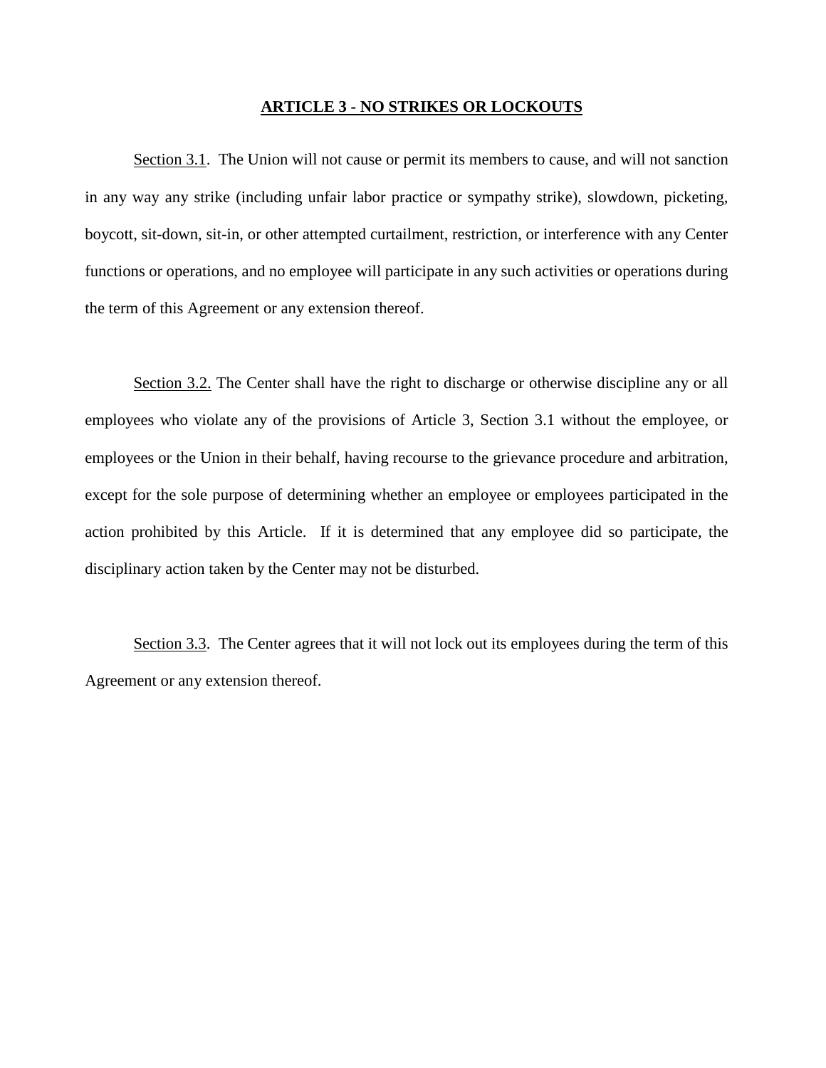## ARTICLE 3 - NO STRIKES OR LOCKOUTS

Section 3.1. The Union will not cause or permit its members to cause, and will not sanction in any way any strike (including unfair labor practice or sympathy strike), slowdown, picketing, boycott, sit-down, sit-in, or other attempted curtailment, restriction, or interference with any Center functions or operations, and no employee will participate in any such activities or operations during the term of this Agreement or any extension thereof.

Section 3.2. The Center shall have the right to discharge or otherwise discipline any or all employees who violate any of the provisions of Article 3, Section 3.1 without the employee, or employees or the Union in their behalf, having recourse to the grievance procedure and arbitration, except for the sole purpose of determining whether an employee or employees participated in the action prohibited by this Article. If it is determined that any employee did so participate, the disciplinary action taken by the Center may not be disturbed.

Section 3.3. The Center agrees that it will not lock out its employees during the term of this Agreement or any extension thereof.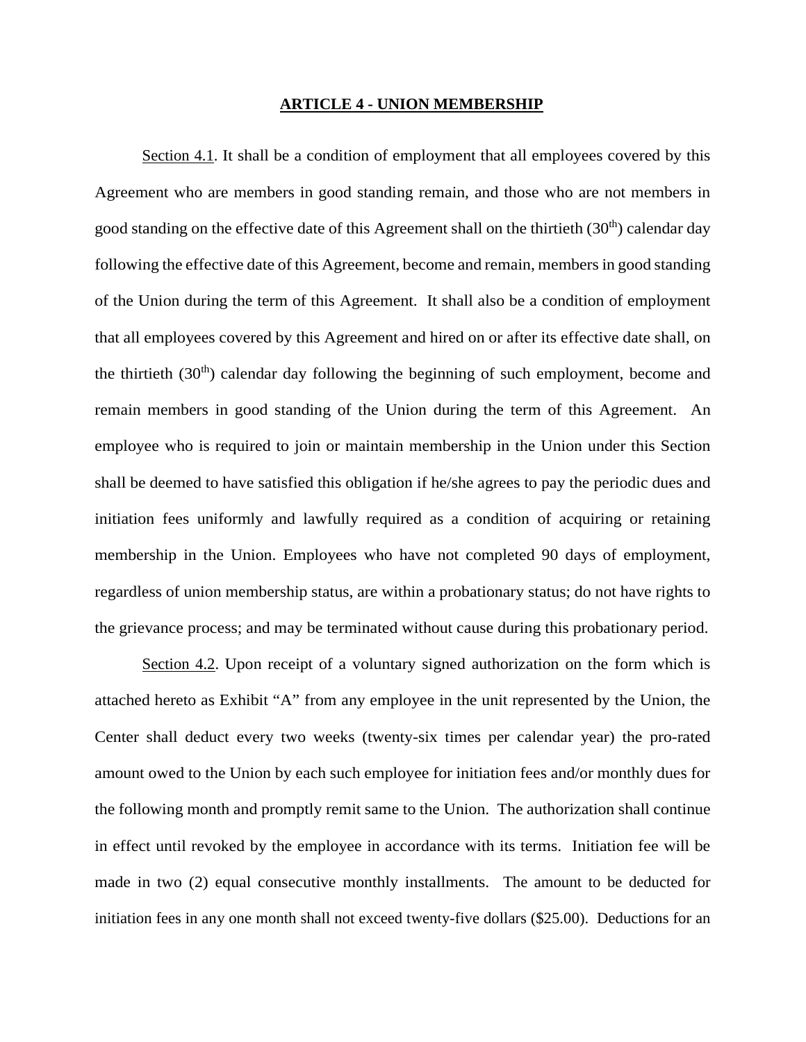## ARTICLE 4 - UNION MEMBERSHIP

Section 4.1. It shall be a condition of employment that all employees covered by this Agreement who are members in good standing remain, and those who are not members in good standing on the effective date of this Agreement shall on the thirtieth (30th) calendar day following the effective date of this Agreement, become and remain, members in good standing of the Union during the term of this Agreement. It shall also be a condition of employment that all employees covered by this Agreement and hired on or after its effective date shall, on the thirtieth (30th) calendar day following the beginning of such employment, become and remain members in good standing of the Union during the term of this Agreement. An employee who is required to join or maintain membership in the Union under this Section shall be deemed to have satisfied this obligation if he/she agrees to pay the periodic dues and initiation fees uniformly and lawfully required as a condition of acquiring or retaining membership in the Union. Employees who have not completed 90 days of employment, regardless of union membership status, are within a probationary status; do not have rights to the grievance process; and may be terminated without cause during this probationary period.

Section 4.2. Upon receipt of a voluntary signed authorization on the form which is attached hereto as Exhibit "A" from any employee in the unit represented by the Union, the Center shall deduct every two weeks (twenty-six times per calendar year) the pro-rated amount owed to the Union by each such employee for initiation fees and/or monthly dues for the following month and promptly remit same to the Union. The authorization shall continue in effect until revoked by the employee in accordance with its terms. Initiation fee will be made in two (2) equal consecutive monthly installments. The amount to be deducted for initiation fees in any one month shall not exceed twenty-five dollars ($25.00). Deductions for an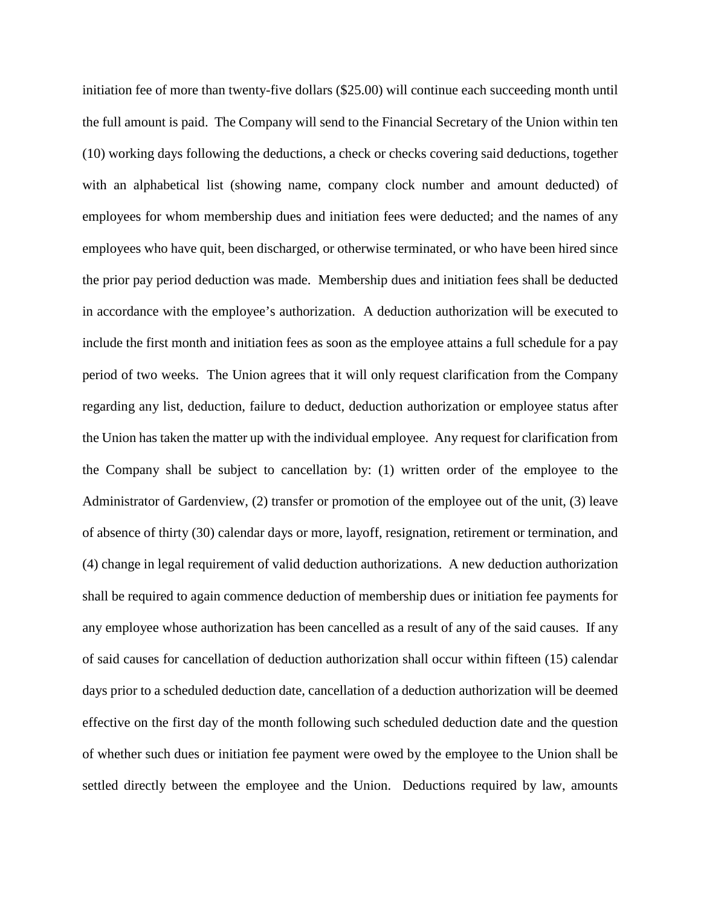initiation fee of more than twenty-five dollars ($25.00) will continue each succeeding month until the full amount is paid. The Company will send to the Financial Secretary of the Union within ten (10) working days following the deductions, a check or checks covering said deductions, together with an alphabetical list (showing name, company clock number and amount deducted) of employees for whom membership dues and initiation fees were deducted; and the names of any employees who have quit, been discharged, or otherwise terminated, or who have been hired since the prior pay period deduction was made. Membership dues and initiation fees shall be deducted in accordance with the employee's authorization. A deduction authorization will be executed to include the first month and initiation fees as soon as the employee attains a full schedule for a pay period of two weeks. The Union agrees that it will only request clarification from the Company regarding any list, deduction, failure to deduct, deduction authorization or employee status after the Union has taken the matter up with the individual employee. Any request for clarification from the Company shall be subject to cancellation by: (1) written order of the employee to the Administrator of Gardenview, (2) transfer or promotion of the employee out of the unit, (3) leave of absence of thirty (30) calendar days or more, layoff, resignation, retirement or termination, and (4) change in legal requirement of valid deduction authorizations. A new deduction authorization shall be required to again commence deduction of membership dues or initiation fee payments for any employee whose authorization has been cancelled as a result of any of the said causes. If any of said causes for cancellation of deduction authorization shall occur within fifteen (15) calendar days prior to a scheduled deduction date, cancellation of a deduction authorization will be deemed effective on the first day of the month following such scheduled deduction date and the question of whether such dues or initiation fee payment were owed by the employee to the Union shall be settled directly between the employee and the Union. Deductions required by law, amounts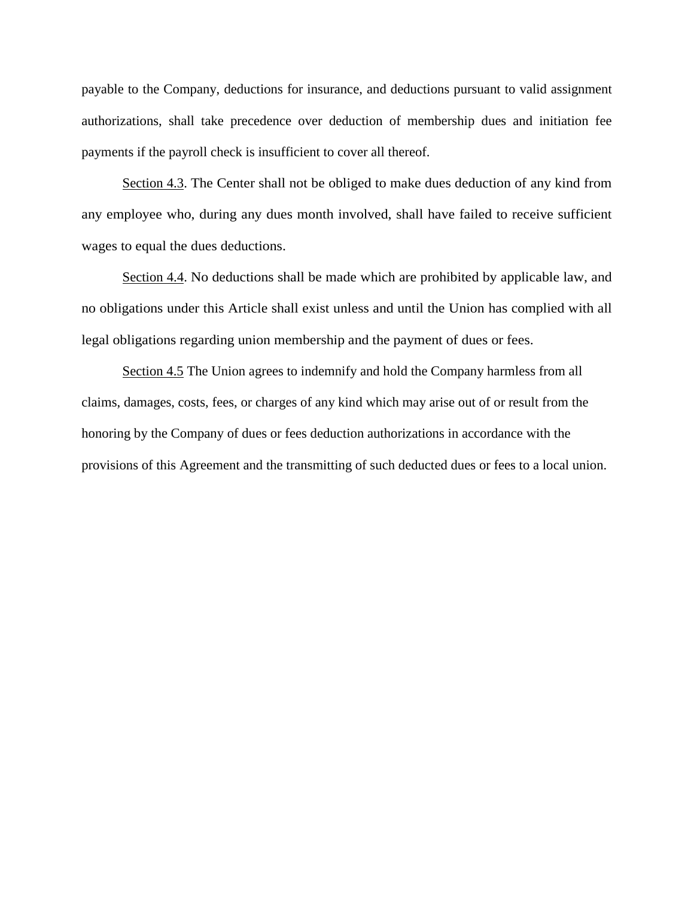payable to the Company, deductions for insurance, and deductions pursuant to valid assignment authorizations, shall take precedence over deduction of membership dues and initiation fee payments if the payroll check is insufficient to cover all thereof.

Section 4.3. The Center shall not be obliged to make dues deduction of any kind from any employee who, during any dues month involved, shall have failed to receive sufficient wages to equal the dues deductions.

Section 4.4. No deductions shall be made which are prohibited by applicable law, and no obligations under this Article shall exist unless and until the Union has complied with all legal obligations regarding union membership and the payment of dues or fees.

Section 4.5 The Union agrees to indemnify and hold the Company harmless from all claims, damages, costs, fees, or charges of any kind which may arise out of or result from the honoring by the Company of dues or fees deduction authorizations in accordance with the provisions of this Agreement and the transmitting of such deducted dues or fees to a local union.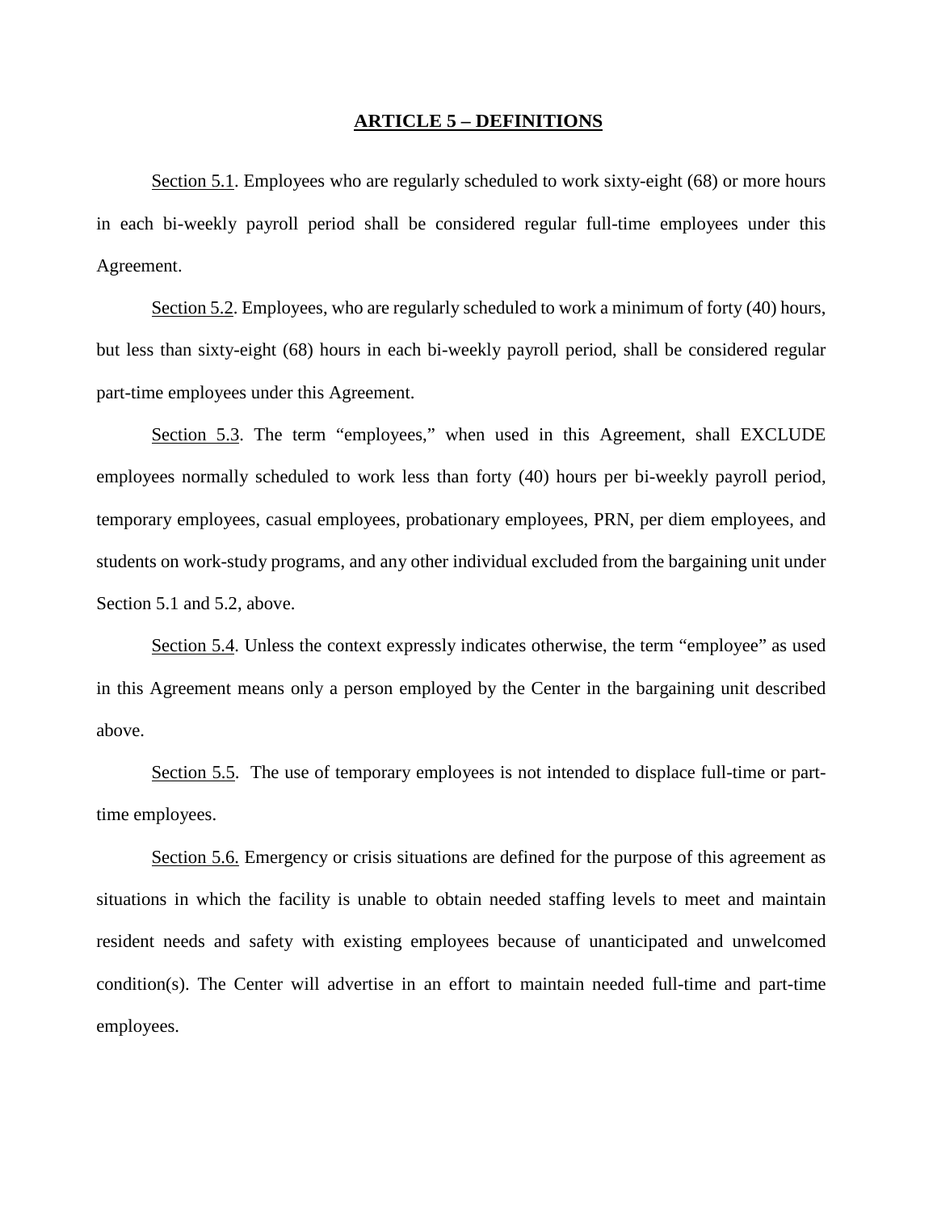## ARTICLE 5 – DEFINITIONS

Section 5.1. Employees who are regularly scheduled to work sixty-eight (68) or more hours in each bi-weekly payroll period shall be considered regular full-time employees under this Agreement.

Section 5.2. Employees, who are regularly scheduled to work a minimum of forty (40) hours, but less than sixty-eight (68) hours in each bi-weekly payroll period, shall be considered regular part-time employees under this Agreement.

Section 5.3. The term "employees," when used in this Agreement, shall EXCLUDE employees normally scheduled to work less than forty (40) hours per bi-weekly payroll period, temporary employees, casual employees, probationary employees, PRN, per diem employees, and students on work-study programs, and any other individual excluded from the bargaining unit under Section 5.1 and 5.2, above.

Section 5.4. Unless the context expressly indicates otherwise, the term "employee" as used in this Agreement means only a person employed by the Center in the bargaining unit described above.

Section 5.5. The use of temporary employees is not intended to displace full-time or part-time employees.

Section 5.6. Emergency or crisis situations are defined for the purpose of this agreement as situations in which the facility is unable to obtain needed staffing levels to meet and maintain resident needs and safety with existing employees because of unanticipated and unwelcomed condition(s). The Center will advertise in an effort to maintain needed full-time and part-time employees.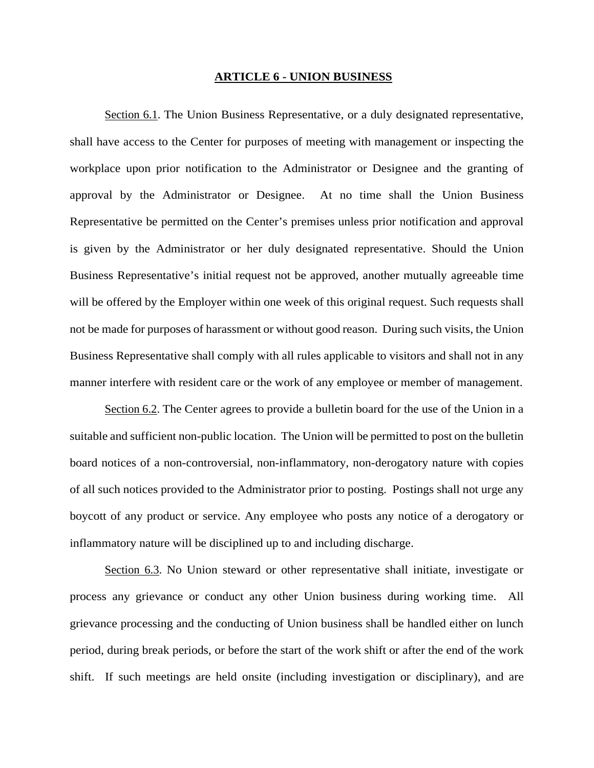## ARTICLE 6 - UNION BUSINESS

Section 6.1. The Union Business Representative, or a duly designated representative, shall have access to the Center for purposes of meeting with management or inspecting the workplace upon prior notification to the Administrator or Designee and the granting of approval by the Administrator or Designee. At no time shall the Union Business Representative be permitted on the Center's premises unless prior notification and approval is given by the Administrator or her duly designated representative. Should the Union Business Representative's initial request not be approved, another mutually agreeable time will be offered by the Employer within one week of this original request. Such requests shall not be made for purposes of harassment or without good reason. During such visits, the Union Business Representative shall comply with all rules applicable to visitors and shall not in any manner interfere with resident care or the work of any employee or member of management.

Section 6.2. The Center agrees to provide a bulletin board for the use of the Union in a suitable and sufficient non-public location. The Union will be permitted to post on the bulletin board notices of a non-controversial, non-inflammatory, non-derogatory nature with copies of all such notices provided to the Administrator prior to posting. Postings shall not urge any boycott of any product or service. Any employee who posts any notice of a derogatory or inflammatory nature will be disciplined up to and including discharge.

Section 6.3. No Union steward or other representative shall initiate, investigate or process any grievance or conduct any other Union business during working time. All grievance processing and the conducting of Union business shall be handled either on lunch period, during break periods, or before the start of the work shift or after the end of the work shift. If such meetings are held onsite (including investigation or disciplinary), and are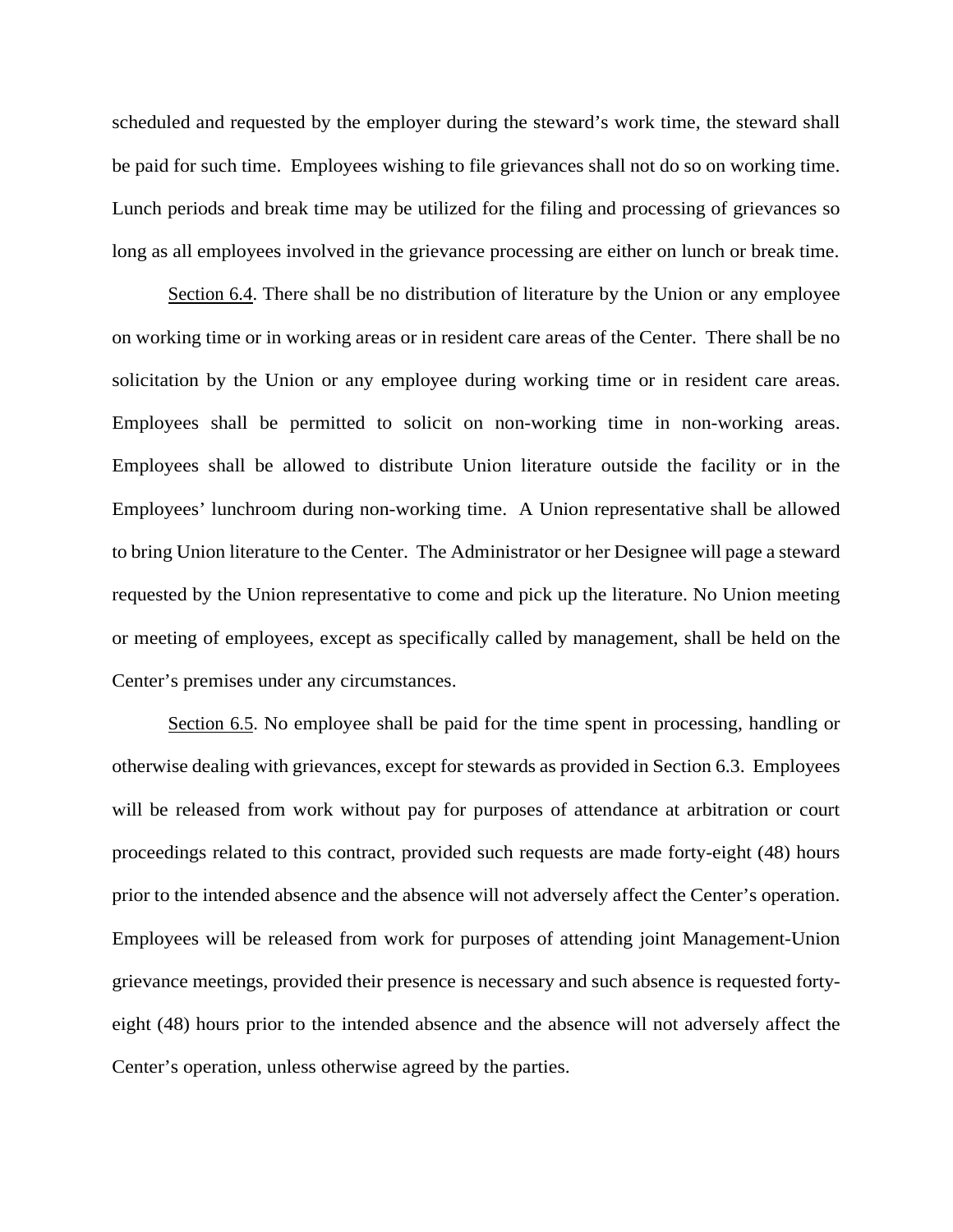scheduled and requested by the employer during the steward's work time, the steward shall be paid for such time. Employees wishing to file grievances shall not do so on working time. Lunch periods and break time may be utilized for the filing and processing of grievances so long as all employees involved in the grievance processing are either on lunch or break time.

Section 6.4. There shall be no distribution of literature by the Union or any employee on working time or in working areas or in resident care areas of the Center. There shall be no solicitation by the Union or any employee during working time or in resident care areas. Employees shall be permitted to solicit on non-working time in non-working areas. Employees shall be allowed to distribute Union literature outside the facility or in the Employees' lunchroom during non-working time. A Union representative shall be allowed to bring Union literature to the Center. The Administrator or her Designee will page a steward requested by the Union representative to come and pick up the literature. No Union meeting or meeting of employees, except as specifically called by management, shall be held on the Center's premises under any circumstances.

Section 6.5. No employee shall be paid for the time spent in processing, handling or otherwise dealing with grievances, except for stewards as provided in Section 6.3. Employees will be released from work without pay for purposes of attendance at arbitration or court proceedings related to this contract, provided such requests are made forty-eight (48) hours prior to the intended absence and the absence will not adversely affect the Center's operation. Employees will be released from work for purposes of attending joint Management-Union grievance meetings, provided their presence is necessary and such absence is requested forty-eight (48) hours prior to the intended absence and the absence will not adversely affect the Center's operation, unless otherwise agreed by the parties.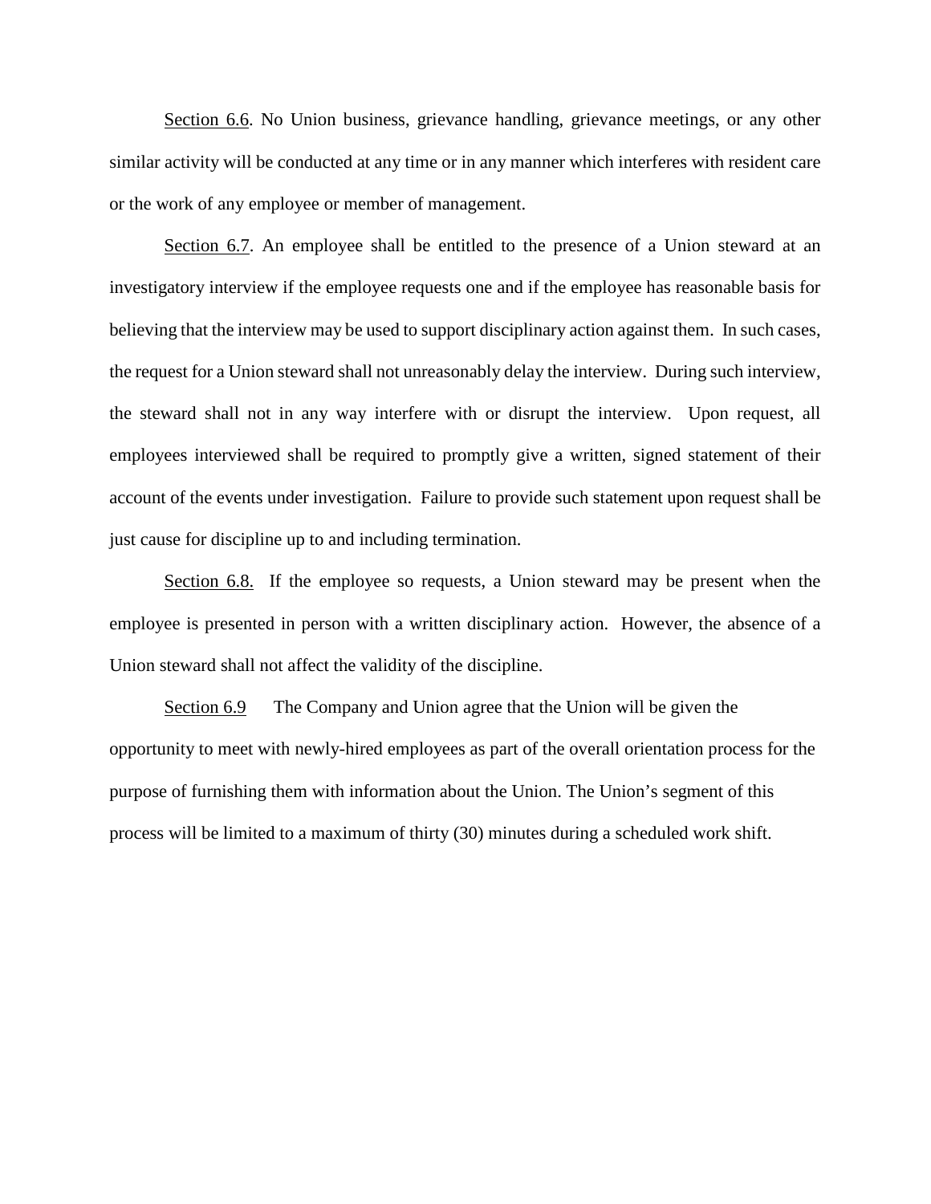<u>Section 6.6</u>. No Union business, grievance handling, grievance meetings, or any other similar activity will be conducted at any time or in any manner which interferes with resident care or the work of any employee or member of management.

<u>Section 6.7</u>. An employee shall be entitled to the presence of a Union steward at an investigatory interview if the employee requests one and if the employee has reasonable basis for believing that the interview may be used to support disciplinary action against them. In such cases, the request for a Union steward shall not unreasonably delay the interview. During such interview, the steward shall not in any way interfere with or disrupt the interview. Upon request, all employees interviewed shall be required to promptly give a written, signed statement of their account of the events under investigation. Failure to provide such statement upon request shall be just cause for discipline up to and including termination.

<u>Section 6.8.</u> If the employee so requests, a Union steward may be present when the employee is presented in person with a written disciplinary action. However, the absence of a Union steward shall not affect the validity of the discipline.

<u>Section 6.9</u> The Company and Union agree that the Union will be given the opportunity to meet with newly-hired employees as part of the overall orientation process for the purpose of furnishing them with information about the Union. The Union's segment of this process will be limited to a maximum of thirty (30) minutes during a scheduled work shift.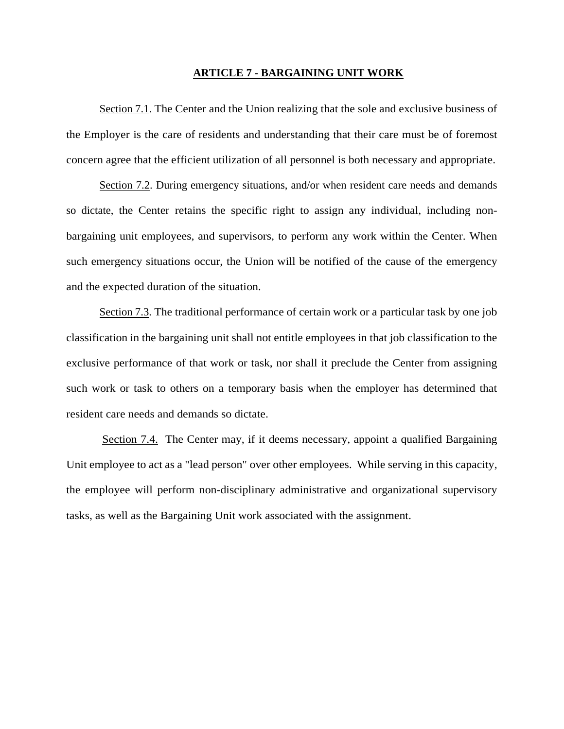## ARTICLE 7 - BARGAINING UNIT WORK

Section 7.1. The Center and the Union realizing that the sole and exclusive business of the Employer is the care of residents and understanding that their care must be of foremost concern agree that the efficient utilization of all personnel is both necessary and appropriate.

Section 7.2. During emergency situations, and/or when resident care needs and demands so dictate, the Center retains the specific right to assign any individual, including non-bargaining unit employees, and supervisors, to perform any work within the Center. When such emergency situations occur, the Union will be notified of the cause of the emergency and the expected duration of the situation.

Section 7.3. The traditional performance of certain work or a particular task by one job classification in the bargaining unit shall not entitle employees in that job classification to the exclusive performance of that work or task, nor shall it preclude the Center from assigning such work or task to others on a temporary basis when the employer has determined that resident care needs and demands so dictate.

Section 7.4. The Center may, if it deems necessary, appoint a qualified Bargaining Unit employee to act as a "lead person" over other employees. While serving in this capacity, the employee will perform non-disciplinary administrative and organizational supervisory tasks, as well as the Bargaining Unit work associated with the assignment.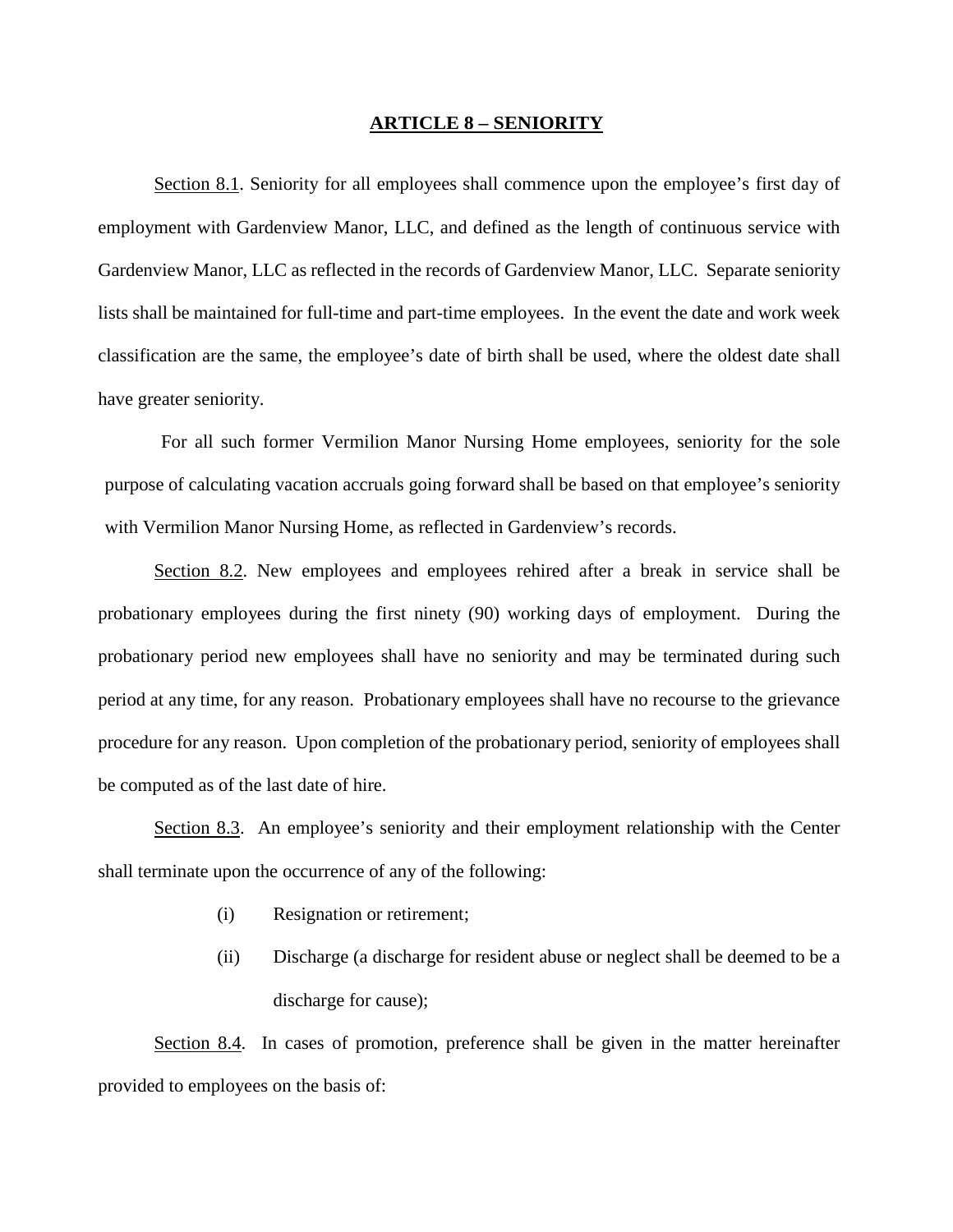## ARTICLE 8 – SENIORITY

Section 8.1. Seniority for all employees shall commence upon the employee's first day of employment with Gardenview Manor, LLC, and defined as the length of continuous service with Gardenview Manor, LLC as reflected in the records of Gardenview Manor, LLC. Separate seniority lists shall be maintained for full-time and part-time employees. In the event the date and work week classification are the same, the employee's date of birth shall be used, where the oldest date shall have greater seniority.

For all such former Vermilion Manor Nursing Home employees, seniority for the sole purpose of calculating vacation accruals going forward shall be based on that employee's seniority with Vermilion Manor Nursing Home, as reflected in Gardenview's records.

Section 8.2. New employees and employees rehired after a break in service shall be probationary employees during the first ninety (90) working days of employment. During the probationary period new employees shall have no seniority and may be terminated during such period at any time, for any reason. Probationary employees shall have no recourse to the grievance procedure for any reason. Upon completion of the probationary period, seniority of employees shall be computed as of the last date of hire.

Section 8.3. An employee's seniority and their employment relationship with the Center shall terminate upon the occurrence of any of the following:

(i) Resignation or retirement;

(ii) Discharge (a discharge for resident abuse or neglect shall be deemed to be a discharge for cause);

Section 8.4. In cases of promotion, preference shall be given in the matter hereinafter provided to employees on the basis of: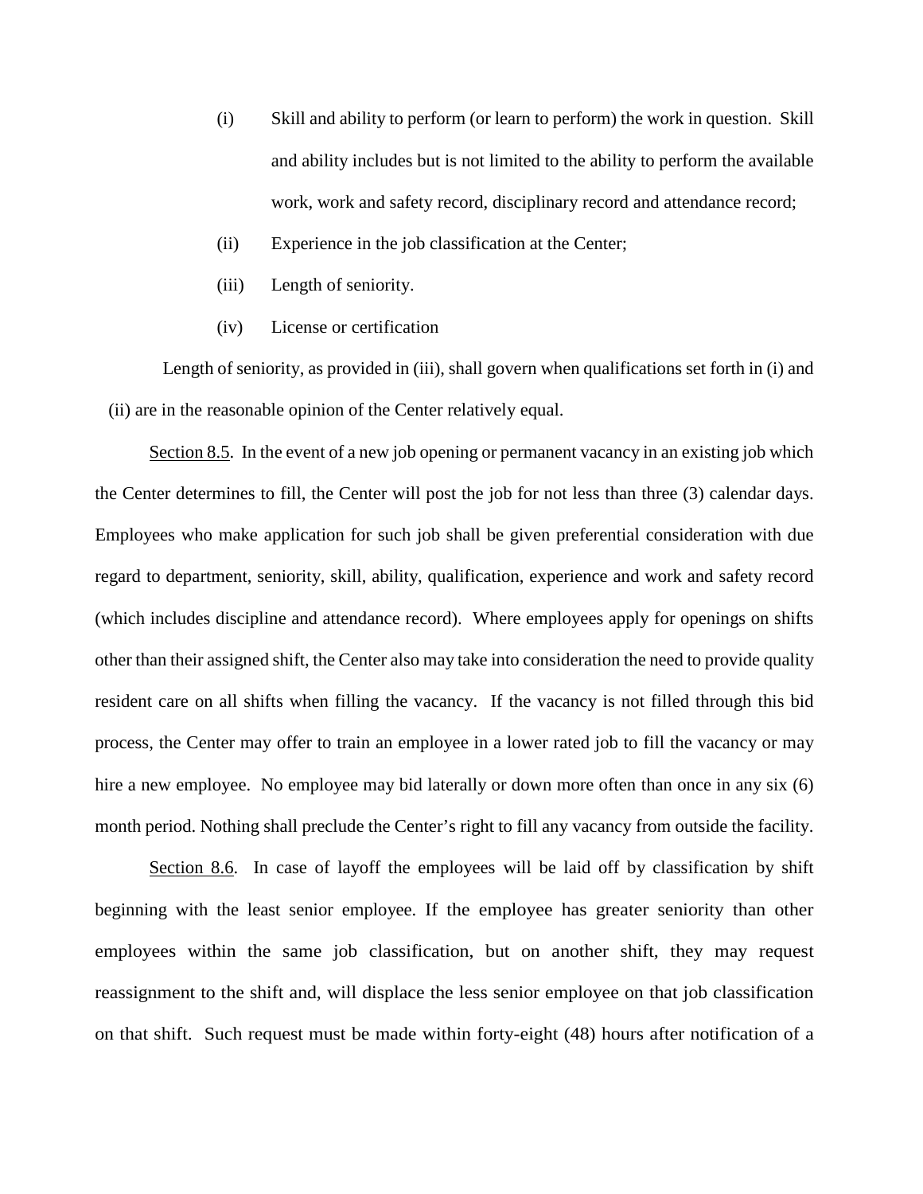(i) Skill and ability to perform (or learn to perform) the work in question. Skill and ability includes but is not limited to the ability to perform the available work, work and safety record, disciplinary record and attendance record;

(ii) Experience in the job classification at the Center;

(iii) Length of seniority.

(iv) License or certification

Length of seniority, as provided in (iii), shall govern when qualifications set forth in (i) and (ii) are in the reasonable opinion of the Center relatively equal.

Section 8.5. In the event of a new job opening or permanent vacancy in an existing job which the Center determines to fill, the Center will post the job for not less than three (3) calendar days. Employees who make application for such job shall be given preferential consideration with due regard to department, seniority, skill, ability, qualification, experience and work and safety record (which includes discipline and attendance record). Where employees apply for openings on shifts other than their assigned shift, the Center also may take into consideration the need to provide quality resident care on all shifts when filling the vacancy. If the vacancy is not filled through this bid process, the Center may offer to train an employee in a lower rated job to fill the vacancy or may hire a new employee. No employee may bid laterally or down more often than once in any six (6) month period. Nothing shall preclude the Center's right to fill any vacancy from outside the facility.

Section 8.6. In case of layoff the employees will be laid off by classification by shift beginning with the least senior employee. If the employee has greater seniority than other employees within the same job classification, but on another shift, they may request reassignment to the shift and, will displace the less senior employee on that job classification on that shift. Such request must be made within forty-eight (48) hours after notification of a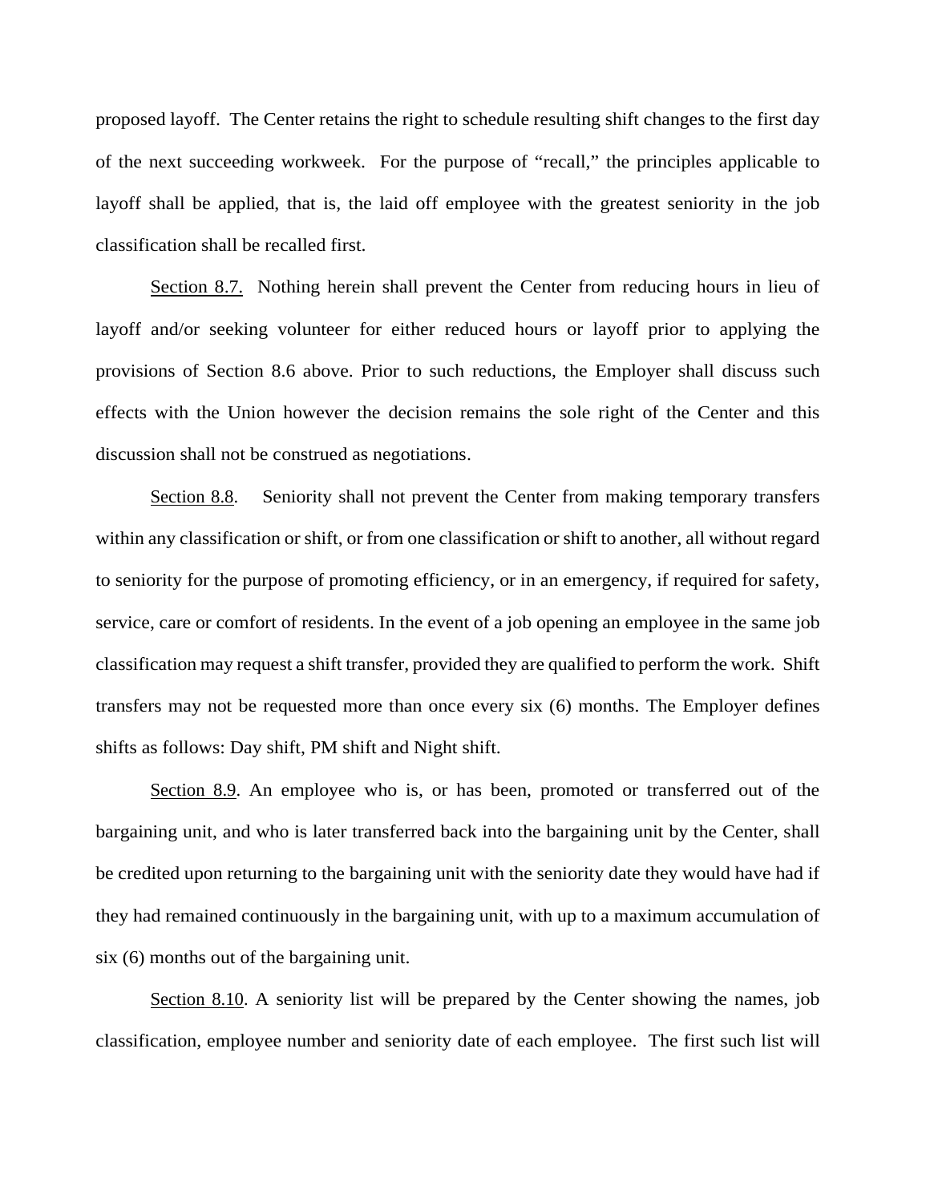proposed layoff. The Center retains the right to schedule resulting shift changes to the first day of the next succeeding workweek. For the purpose of "recall," the principles applicable to layoff shall be applied, that is, the laid off employee with the greatest seniority in the job classification shall be recalled first.

<u>Section 8.7.</u> Nothing herein shall prevent the Center from reducing hours in lieu of layoff and/or seeking volunteer for either reduced hours or layoff prior to applying the provisions of Section 8.6 above. Prior to such reductions, the Employer shall discuss such effects with the Union however the decision remains the sole right of the Center and this discussion shall not be construed as negotiations.

<u>Section 8.8</u>. Seniority shall not prevent the Center from making temporary transfers within any classification or shift, or from one classification or shift to another, all without regard to seniority for the purpose of promoting efficiency, or in an emergency, if required for safety, service, care or comfort of residents. In the event of a job opening an employee in the same job classification may request a shift transfer, provided they are qualified to perform the work. Shift transfers may not be requested more than once every six (6) months. The Employer defines shifts as follows: Day shift, PM shift and Night shift.

<u>Section 8.9</u>. An employee who is, or has been, promoted or transferred out of the bargaining unit, and who is later transferred back into the bargaining unit by the Center, shall be credited upon returning to the bargaining unit with the seniority date they would have had if they had remained continuously in the bargaining unit, with up to a maximum accumulation of six (6) months out of the bargaining unit.

<u>Section 8.10</u>. A seniority list will be prepared by the Center showing the names, job classification, employee number and seniority date of each employee. The first such list will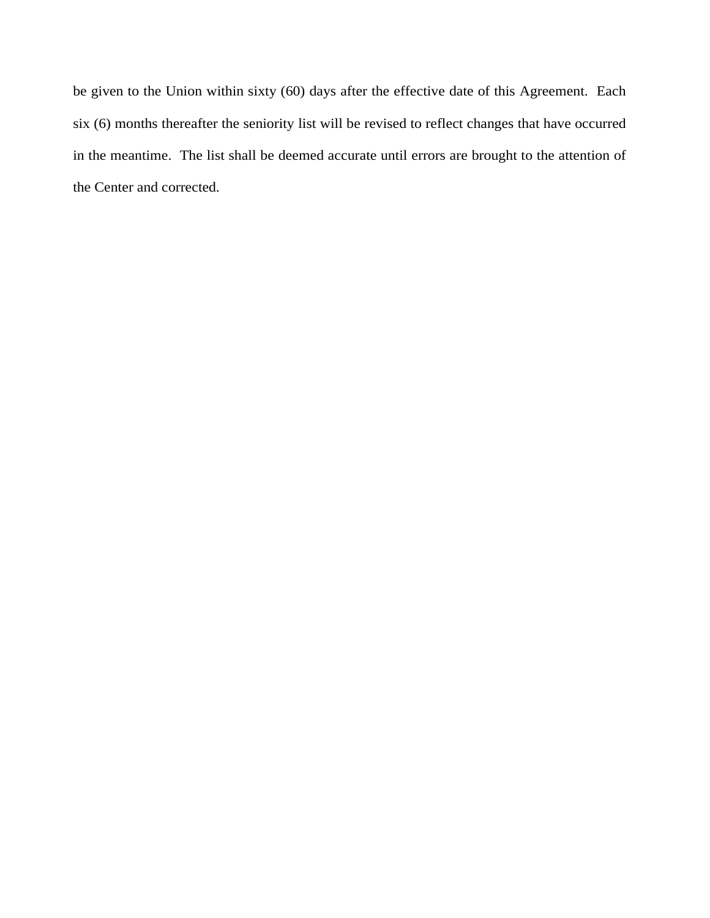be given to the Union within sixty (60) days after the effective date of this Agreement. Each six (6) months thereafter the seniority list will be revised to reflect changes that have occurred in the meantime. The list shall be deemed accurate until errors are brought to the attention of the Center and corrected.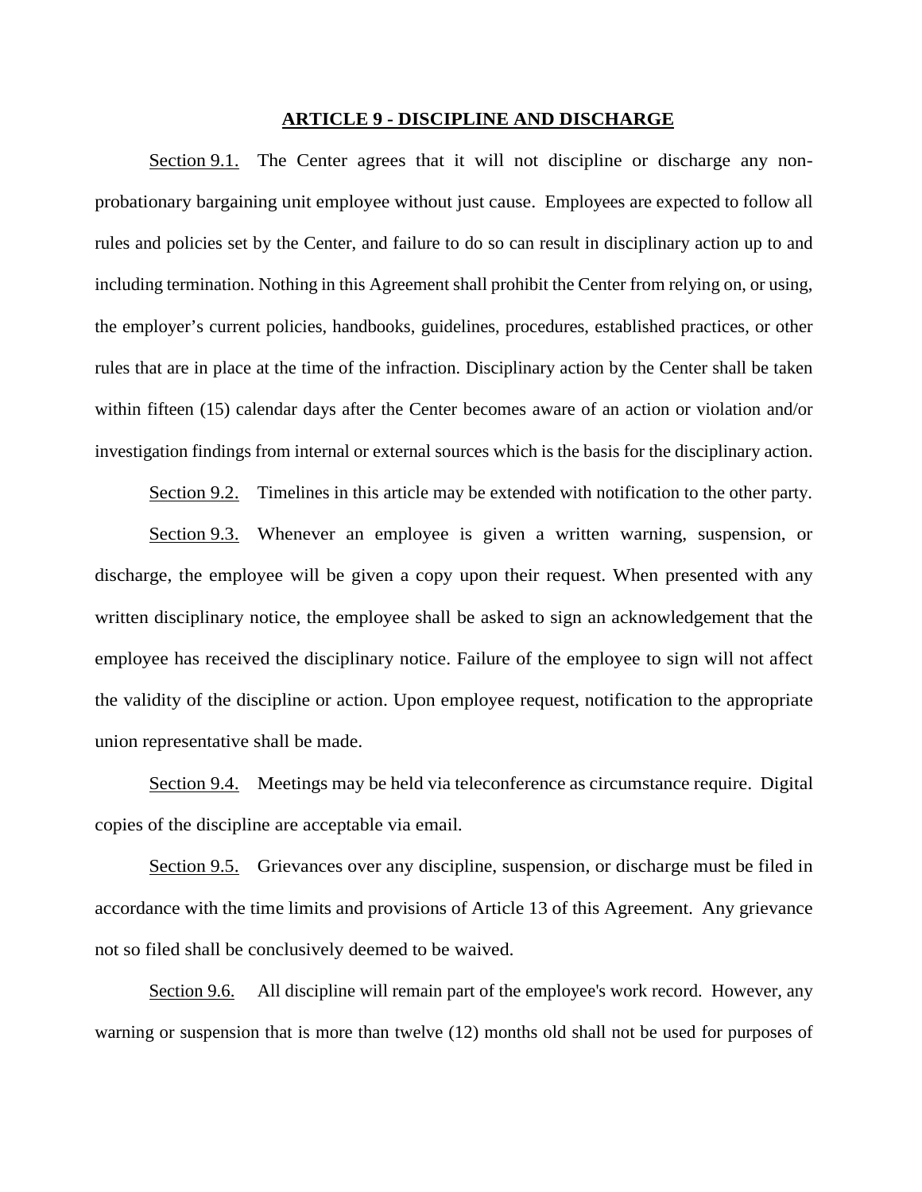## ARTICLE 9 - DISCIPLINE AND DISCHARGE

Section 9.1. The Center agrees that it will not discipline or discharge any non-probationary bargaining unit employee without just cause. Employees are expected to follow all rules and policies set by the Center, and failure to do so can result in disciplinary action up to and including termination. Nothing in this Agreement shall prohibit the Center from relying on, or using, the employer's current policies, handbooks, guidelines, procedures, established practices, or other rules that are in place at the time of the infraction. Disciplinary action by the Center shall be taken within fifteen (15) calendar days after the Center becomes aware of an action or violation and/or investigation findings from internal or external sources which is the basis for the disciplinary action.

Section 9.2. Timelines in this article may be extended with notification to the other party.

Section 9.3. Whenever an employee is given a written warning, suspension, or discharge, the employee will be given a copy upon their request. When presented with any written disciplinary notice, the employee shall be asked to sign an acknowledgement that the employee has received the disciplinary notice. Failure of the employee to sign will not affect the validity of the discipline or action. Upon employee request, notification to the appropriate union representative shall be made.

Section 9.4. Meetings may be held via teleconference as circumstance require. Digital copies of the discipline are acceptable via email.

Section 9.5. Grievances over any discipline, suspension, or discharge must be filed in accordance with the time limits and provisions of Article 13 of this Agreement. Any grievance not so filed shall be conclusively deemed to be waived.

Section 9.6. All discipline will remain part of the employee's work record. However, any warning or suspension that is more than twelve (12) months old shall not be used for purposes of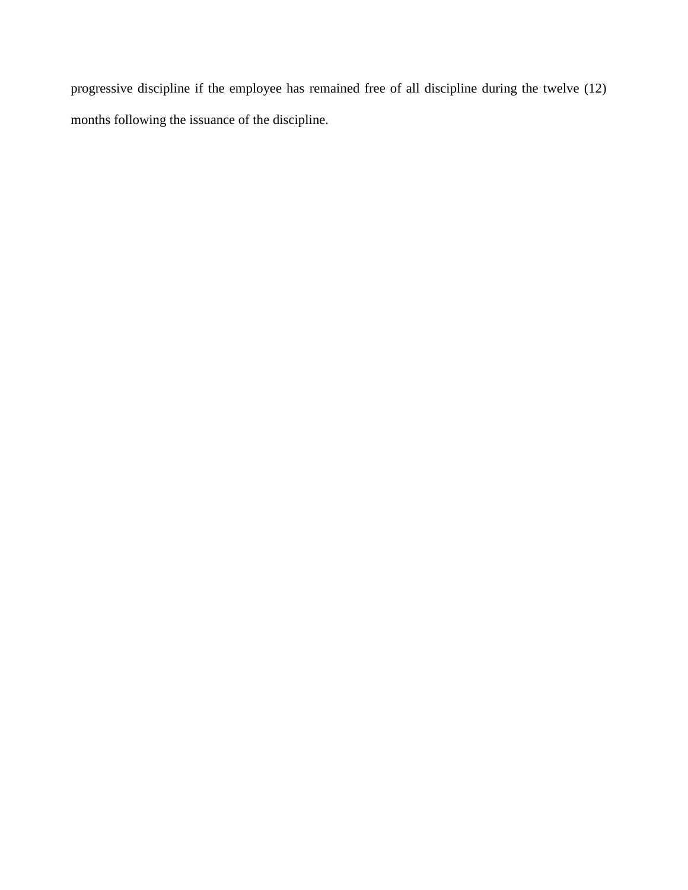progressive discipline if the employee has remained free of all discipline during the twelve (12) months following the issuance of the discipline.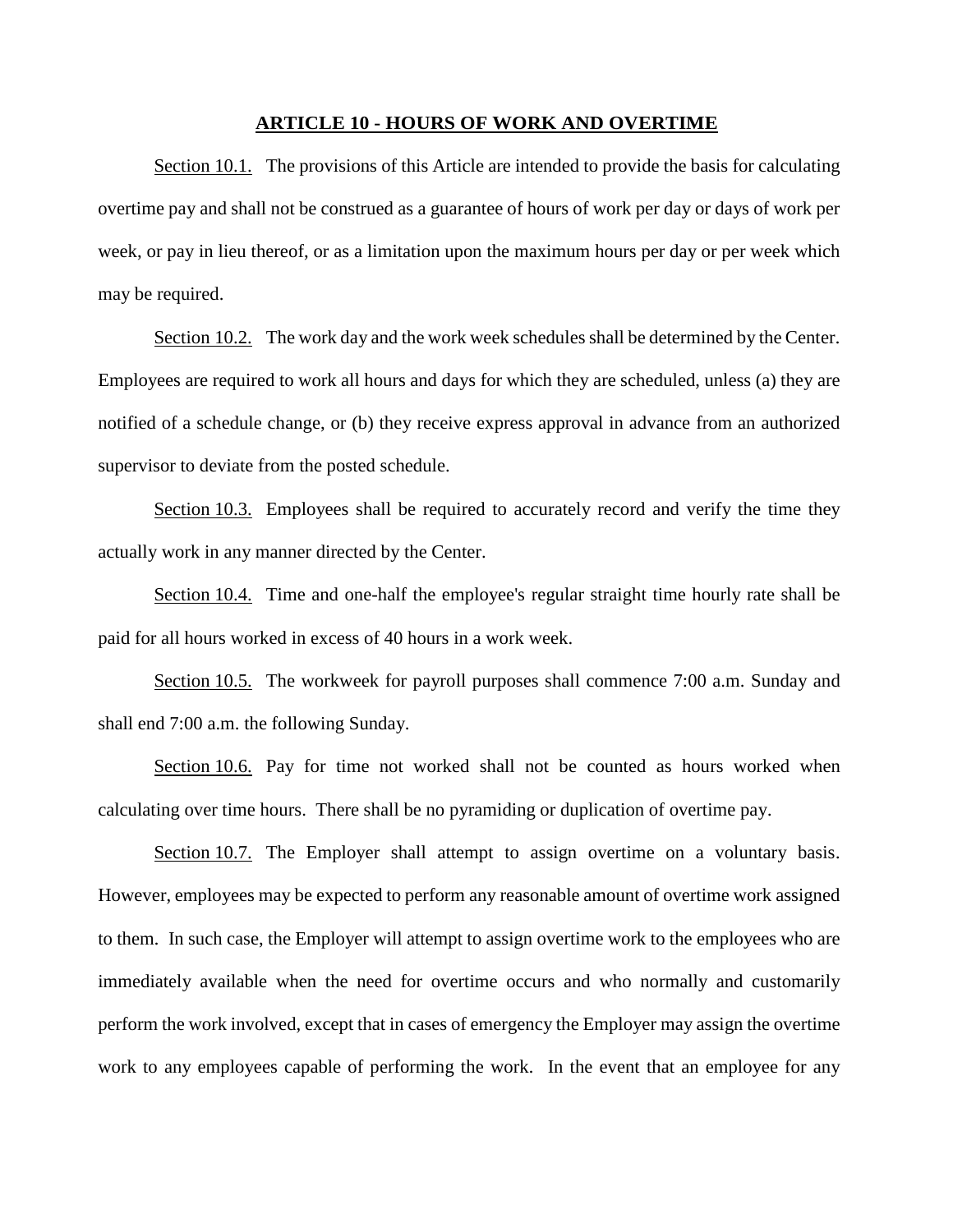## ARTICLE 10 - HOURS OF WORK AND OVERTIME

Section 10.1. The provisions of this Article are intended to provide the basis for calculating overtime pay and shall not be construed as a guarantee of hours of work per day or days of work per week, or pay in lieu thereof, or as a limitation upon the maximum hours per day or per week which may be required.

Section 10.2. The work day and the work week schedules shall be determined by the Center. Employees are required to work all hours and days for which they are scheduled, unless (a) they are notified of a schedule change, or (b) they receive express approval in advance from an authorized supervisor to deviate from the posted schedule.

Section 10.3. Employees shall be required to accurately record and verify the time they actually work in any manner directed by the Center.

Section 10.4. Time and one-half the employee's regular straight time hourly rate shall be paid for all hours worked in excess of 40 hours in a work week.

Section 10.5. The workweek for payroll purposes shall commence 7:00 a.m. Sunday and shall end 7:00 a.m. the following Sunday.

Section 10.6. Pay for time not worked shall not be counted as hours worked when calculating over time hours. There shall be no pyramiding or duplication of overtime pay.

Section 10.7. The Employer shall attempt to assign overtime on a voluntary basis. However, employees may be expected to perform any reasonable amount of overtime work assigned to them. In such case, the Employer will attempt to assign overtime work to the employees who are immediately available when the need for overtime occurs and who normally and customarily perform the work involved, except that in cases of emergency the Employer may assign the overtime work to any employees capable of performing the work. In the event that an employee for any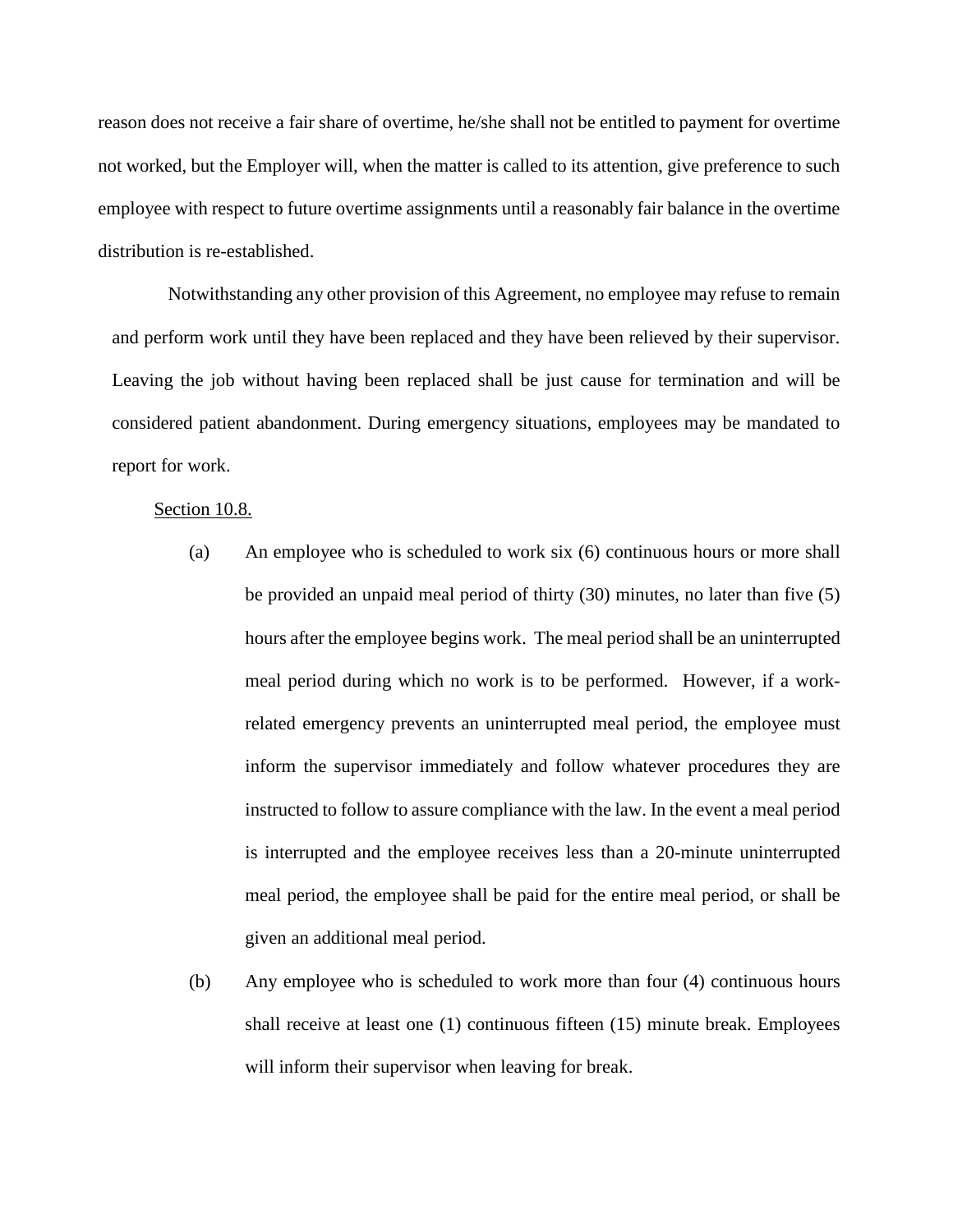reason does not receive a fair share of overtime, he/she shall not be entitled to payment for overtime not worked, but the Employer will, when the matter is called to its attention, give preference to such employee with respect to future overtime assignments until a reasonably fair balance in the overtime distribution is re-established.

Notwithstanding any other provision of this Agreement, no employee may refuse to remain and perform work until they have been replaced and they have been relieved by their supervisor. Leaving the job without having been replaced shall be just cause for termination and will be considered patient abandonment. During emergency situations, employees may be mandated to report for work.

Section 10.8.

(a) An employee who is scheduled to work six (6) continuous hours or more shall be provided an unpaid meal period of thirty (30) minutes, no later than five (5) hours after the employee begins work. The meal period shall be an uninterrupted meal period during which no work is to be performed. However, if a work-related emergency prevents an uninterrupted meal period, the employee must inform the supervisor immediately and follow whatever procedures they are instructed to follow to assure compliance with the law. In the event a meal period is interrupted and the employee receives less than a 20-minute uninterrupted meal period, the employee shall be paid for the entire meal period, or shall be given an additional meal period.

(b) Any employee who is scheduled to work more than four (4) continuous hours shall receive at least one (1) continuous fifteen (15) minute break. Employees will inform their supervisor when leaving for break.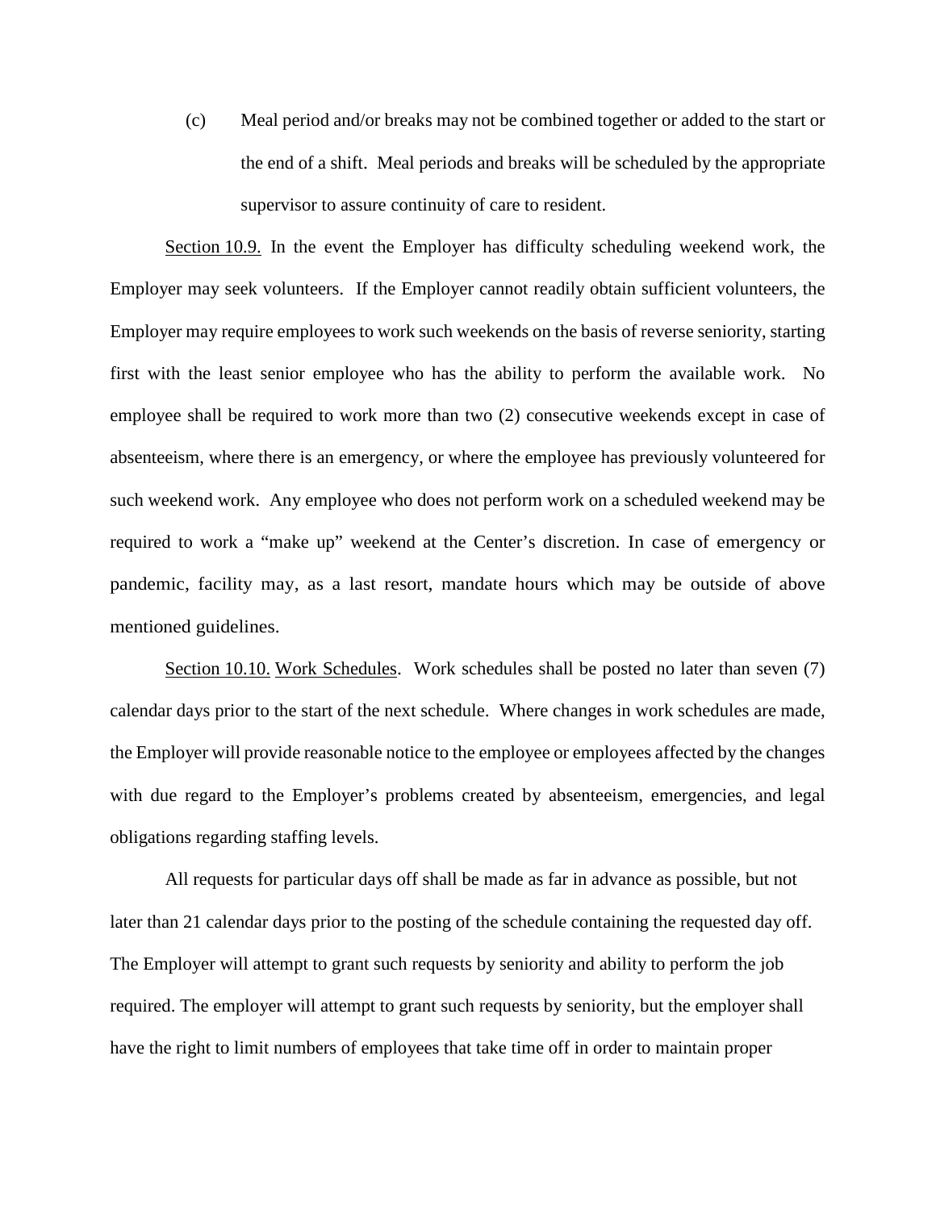(c) Meal period and/or breaks may not be combined together or added to the start or the end of a shift. Meal periods and breaks will be scheduled by the appropriate supervisor to assure continuity of care to resident.

Section 10.9. In the event the Employer has difficulty scheduling weekend work, the Employer may seek volunteers. If the Employer cannot readily obtain sufficient volunteers, the Employer may require employees to work such weekends on the basis of reverse seniority, starting first with the least senior employee who has the ability to perform the available work. No employee shall be required to work more than two (2) consecutive weekends except in case of absenteeism, where there is an emergency, or where the employee has previously volunteered for such weekend work. Any employee who does not perform work on a scheduled weekend may be required to work a "make up" weekend at the Center's discretion. In case of emergency or pandemic, facility may, as a last resort, mandate hours which may be outside of above mentioned guidelines.

Section 10.10. Work Schedules. Work schedules shall be posted no later than seven (7) calendar days prior to the start of the next schedule. Where changes in work schedules are made, the Employer will provide reasonable notice to the employee or employees affected by the changes with due regard to the Employer's problems created by absenteeism, emergencies, and legal obligations regarding staffing levels.

All requests for particular days off shall be made as far in advance as possible, but not later than 21 calendar days prior to the posting of the schedule containing the requested day off. The Employer will attempt to grant such requests by seniority and ability to perform the job required. The employer will attempt to grant such requests by seniority, but the employer shall have the right to limit numbers of employees that take time off in order to maintain proper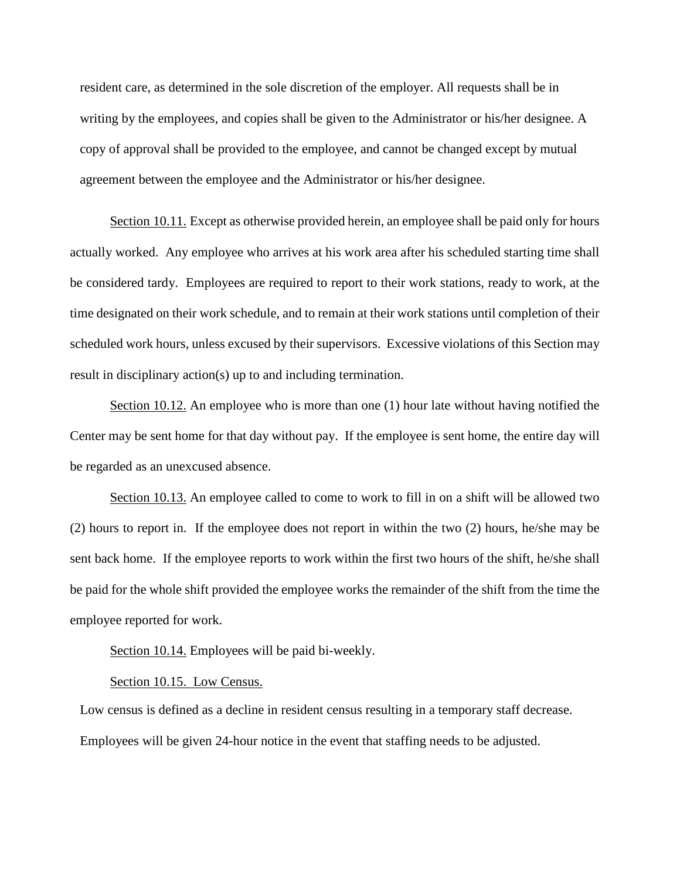resident care, as determined in the sole discretion of the employer. All requests shall be in writing by the employees, and copies shall be given to the Administrator or his/her designee. A copy of approval shall be provided to the employee, and cannot be changed except by mutual agreement between the employee and the Administrator or his/her designee.

Section 10.11. Except as otherwise provided herein, an employee shall be paid only for hours actually worked. Any employee who arrives at his work area after his scheduled starting time shall be considered tardy. Employees are required to report to their work stations, ready to work, at the time designated on their work schedule, and to remain at their work stations until completion of their scheduled work hours, unless excused by their supervisors. Excessive violations of this Section may result in disciplinary action(s) up to and including termination.

Section 10.12. An employee who is more than one (1) hour late without having notified the Center may be sent home for that day without pay. If the employee is sent home, the entire day will be regarded as an unexcused absence.

Section 10.13. An employee called to come to work to fill in on a shift will be allowed two (2) hours to report in. If the employee does not report in within the two (2) hours, he/she may be sent back home. If the employee reports to work within the first two hours of the shift, he/she shall be paid for the whole shift provided the employee works the remainder of the shift from the time the employee reported for work.

Section 10.14. Employees will be paid bi-weekly.

Section 10.15. Low Census.

Low census is defined as a decline in resident census resulting in a temporary staff decrease. Employees will be given 24-hour notice in the event that staffing needs to be adjusted.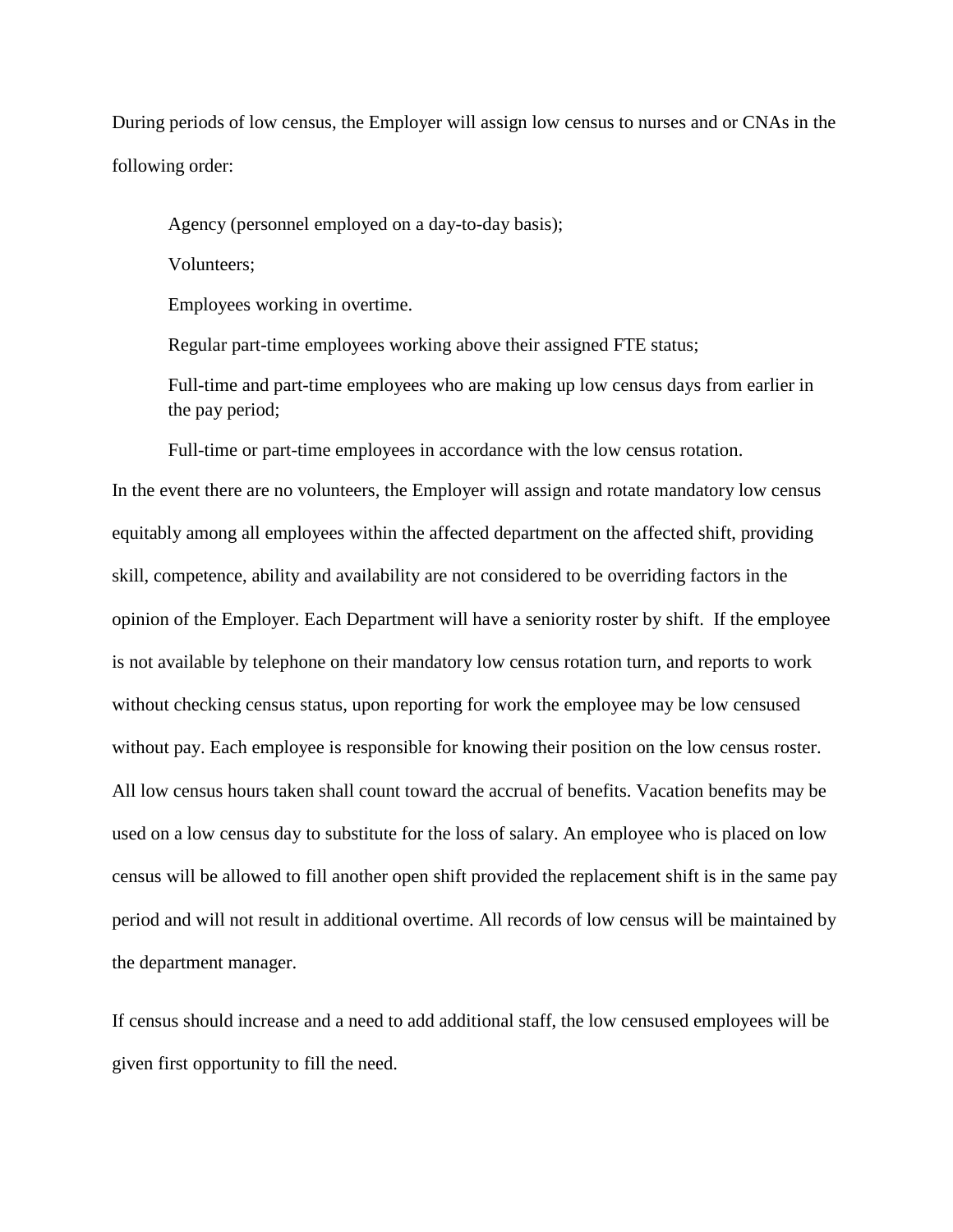During periods of low census, the Employer will assign low census to nurses and or CNAs in the following order:

> Agency (personnel employed on a day-to-day basis);
>
> Volunteers;
>
> Employees working in overtime.
>
> Regular part-time employees working above their assigned FTE status;
>
> Full-time and part-time employees who are making up low census days from earlier in the pay period;
>
> Full-time or part-time employees in accordance with the low census rotation.

In the event there are no volunteers, the Employer will assign and rotate mandatory low census equitably among all employees within the affected department on the affected shift, providing skill, competence, ability and availability are not considered to be overriding factors in the opinion of the Employer. Each Department will have a seniority roster by shift. If the employee is not available by telephone on their mandatory low census rotation turn, and reports to work without checking census status, upon reporting for work the employee may be low censused without pay. Each employee is responsible for knowing their position on the low census roster. All low census hours taken shall count toward the accrual of benefits. Vacation benefits may be used on a low census day to substitute for the loss of salary. An employee who is placed on low census will be allowed to fill another open shift provided the replacement shift is in the same pay period and will not result in additional overtime. All records of low census will be maintained by the department manager.

If census should increase and a need to add additional staff, the low censused employees will be given first opportunity to fill the need.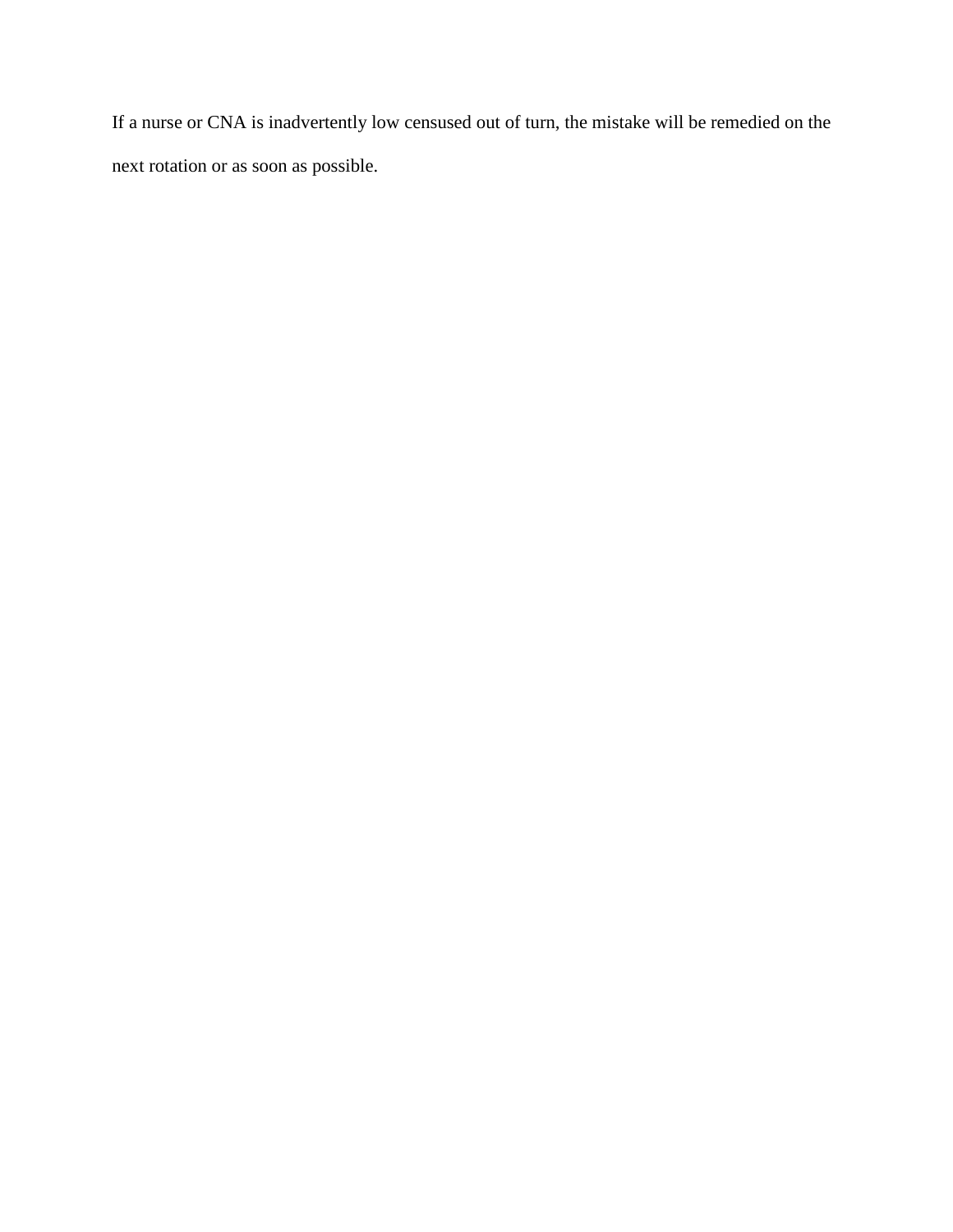If a nurse or CNA is inadvertently low censused out of turn, the mistake will be remedied on the next rotation or as soon as possible.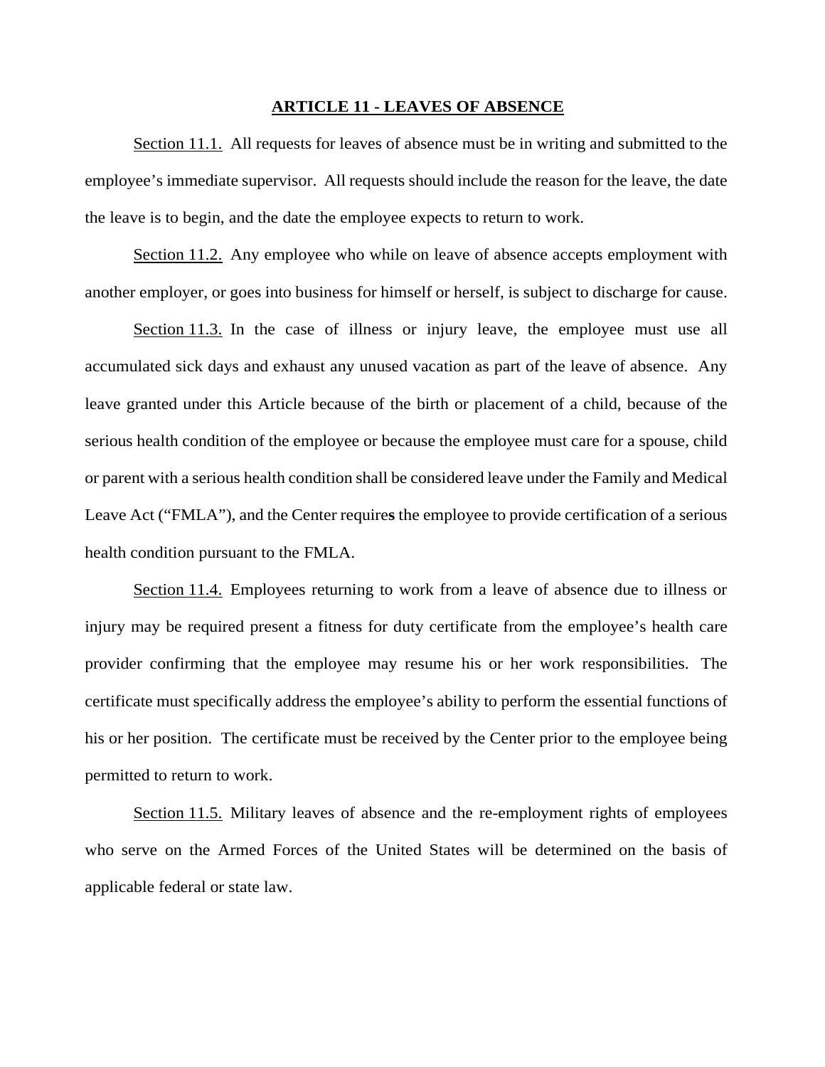## ARTICLE 11 - LEAVES OF ABSENCE

Section 11.1. All requests for leaves of absence must be in writing and submitted to the employee's immediate supervisor. All requests should include the reason for the leave, the date the leave is to begin, and the date the employee expects to return to work.

Section 11.2. Any employee who while on leave of absence accepts employment with another employer, or goes into business for himself or herself, is subject to discharge for cause.

Section 11.3. In the case of illness or injury leave, the employee must use all accumulated sick days and exhaust any unused vacation as part of the leave of absence. Any leave granted under this Article because of the birth or placement of a child, because of the serious health condition of the employee or because the employee must care for a spouse, child or parent with a serious health condition shall be considered leave under the Family and Medical Leave Act ("FMLA"), and the Center requires the employee to provide certification of a serious health condition pursuant to the FMLA.

Section 11.4. Employees returning to work from a leave of absence due to illness or injury may be required present a fitness for duty certificate from the employee's health care provider confirming that the employee may resume his or her work responsibilities. The certificate must specifically address the employee's ability to perform the essential functions of his or her position. The certificate must be received by the Center prior to the employee being permitted to return to work.

Section 11.5. Military leaves of absence and the re-employment rights of employees who serve on the Armed Forces of the United States will be determined on the basis of applicable federal or state law.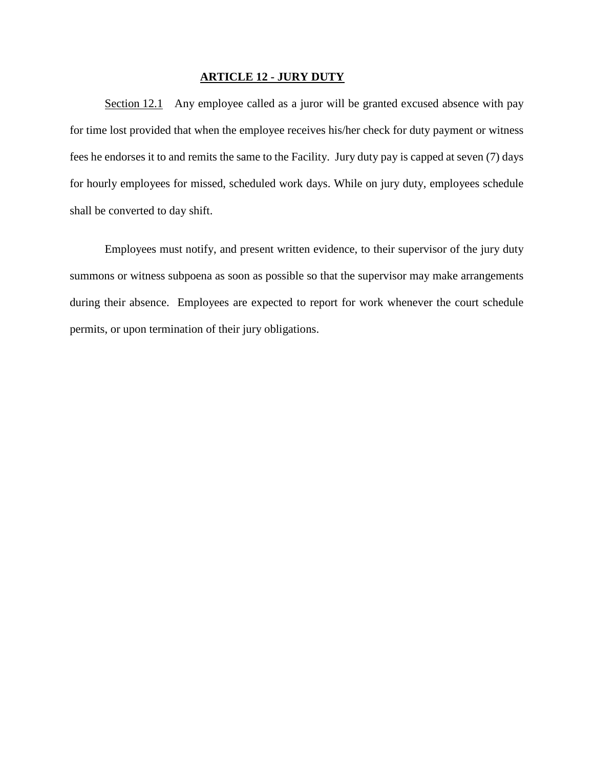## ARTICLE 12 - JURY DUTY

Section 12.1 Any employee called as a juror will be granted excused absence with pay for time lost provided that when the employee receives his/her check for duty payment or witness fees he endorses it to and remits the same to the Facility. Jury duty pay is capped at seven (7) days for hourly employees for missed, scheduled work days. While on jury duty, employees schedule shall be converted to day shift.

Employees must notify, and present written evidence, to their supervisor of the jury duty summons or witness subpoena as soon as possible so that the supervisor may make arrangements during their absence. Employees are expected to report for work whenever the court schedule permits, or upon termination of their jury obligations.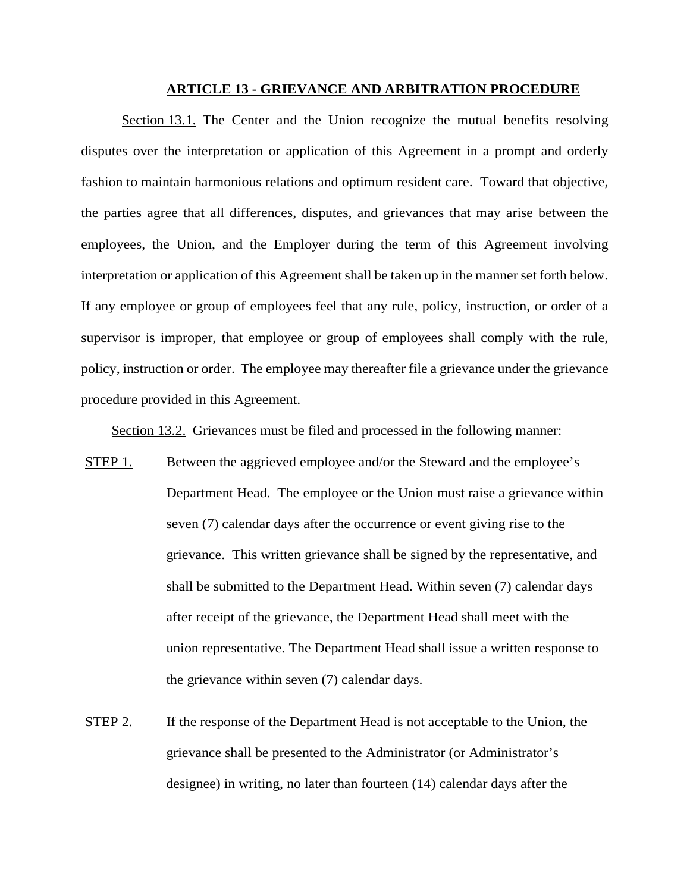## <u>ARTICLE 13 - GRIEVANCE AND ARBITRATION PROCEDURE</u>

<u>Section 13.1.</u> The Center and the Union recognize the mutual benefits resolving disputes over the interpretation or application of this Agreement in a prompt and orderly fashion to maintain harmonious relations and optimum resident care. Toward that objective, the parties agree that all differences, disputes, and grievances that may arise between the employees, the Union, and the Employer during the term of this Agreement involving interpretation or application of this Agreement shall be taken up in the manner set forth below. If any employee or group of employees feel that any rule, policy, instruction, or order of a supervisor is improper, that employee or group of employees shall comply with the rule, policy, instruction or order. The employee may thereafter file a grievance under the grievance procedure provided in this Agreement.

<u>Section 13.2.</u> Grievances must be filed and processed in the following manner:

<u>STEP 1.</u> Between the aggrieved employee and/or the Steward and the employee's Department Head. The employee or the Union must raise a grievance within seven (7) calendar days after the occurrence or event giving rise to the grievance. This written grievance shall be signed by the representative, and shall be submitted to the Department Head. Within seven (7) calendar days after receipt of the grievance, the Department Head shall meet with the union representative. The Department Head shall issue a written response to the grievance within seven (7) calendar days.

<u>STEP 2.</u> If the response of the Department Head is not acceptable to the Union, the grievance shall be presented to the Administrator (or Administrator's designee) in writing, no later than fourteen (14) calendar days after the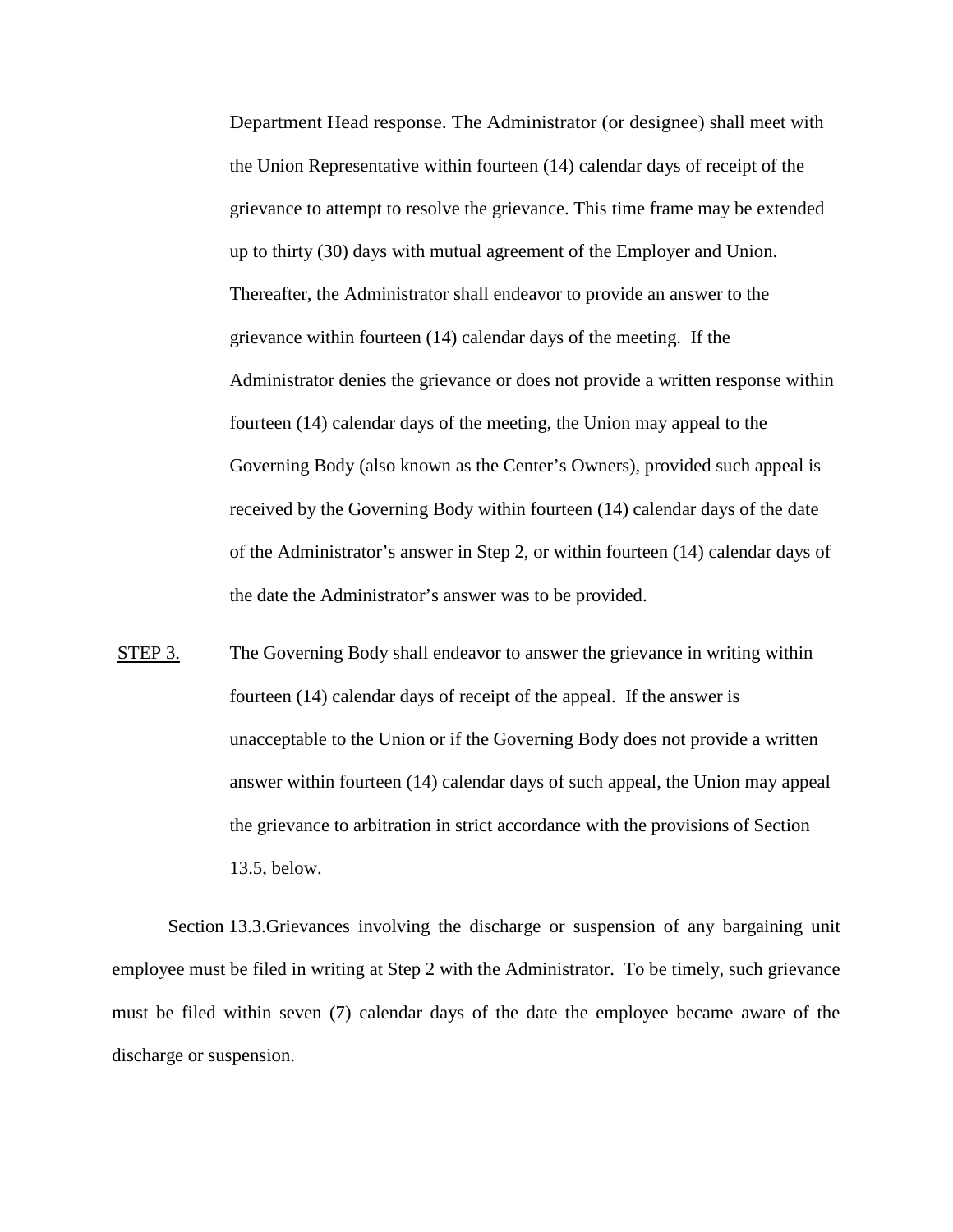Department Head response. The Administrator (or designee) shall meet with the Union Representative within fourteen (14) calendar days of receipt of the grievance to attempt to resolve the grievance. This time frame may be extended up to thirty (30) days with mutual agreement of the Employer and Union. Thereafter, the Administrator shall endeavor to provide an answer to the grievance within fourteen (14) calendar days of the meeting. If the Administrator denies the grievance or does not provide a written response within fourteen (14) calendar days of the meeting, the Union may appeal to the Governing Body (also known as the Center's Owners), provided such appeal is received by the Governing Body within fourteen (14) calendar days of the date of the Administrator's answer in Step 2, or within fourteen (14) calendar days of the date the Administrator's answer was to be provided.

STEP 3. The Governing Body shall endeavor to answer the grievance in writing within fourteen (14) calendar days of receipt of the appeal. If the answer is unacceptable to the Union or if the Governing Body does not provide a written answer within fourteen (14) calendar days of such appeal, the Union may appeal the grievance to arbitration in strict accordance with the provisions of Section 13.5, below.

Section 13.3. Grievances involving the discharge or suspension of any bargaining unit employee must be filed in writing at Step 2 with the Administrator. To be timely, such grievance must be filed within seven (7) calendar days of the date the employee became aware of the discharge or suspension.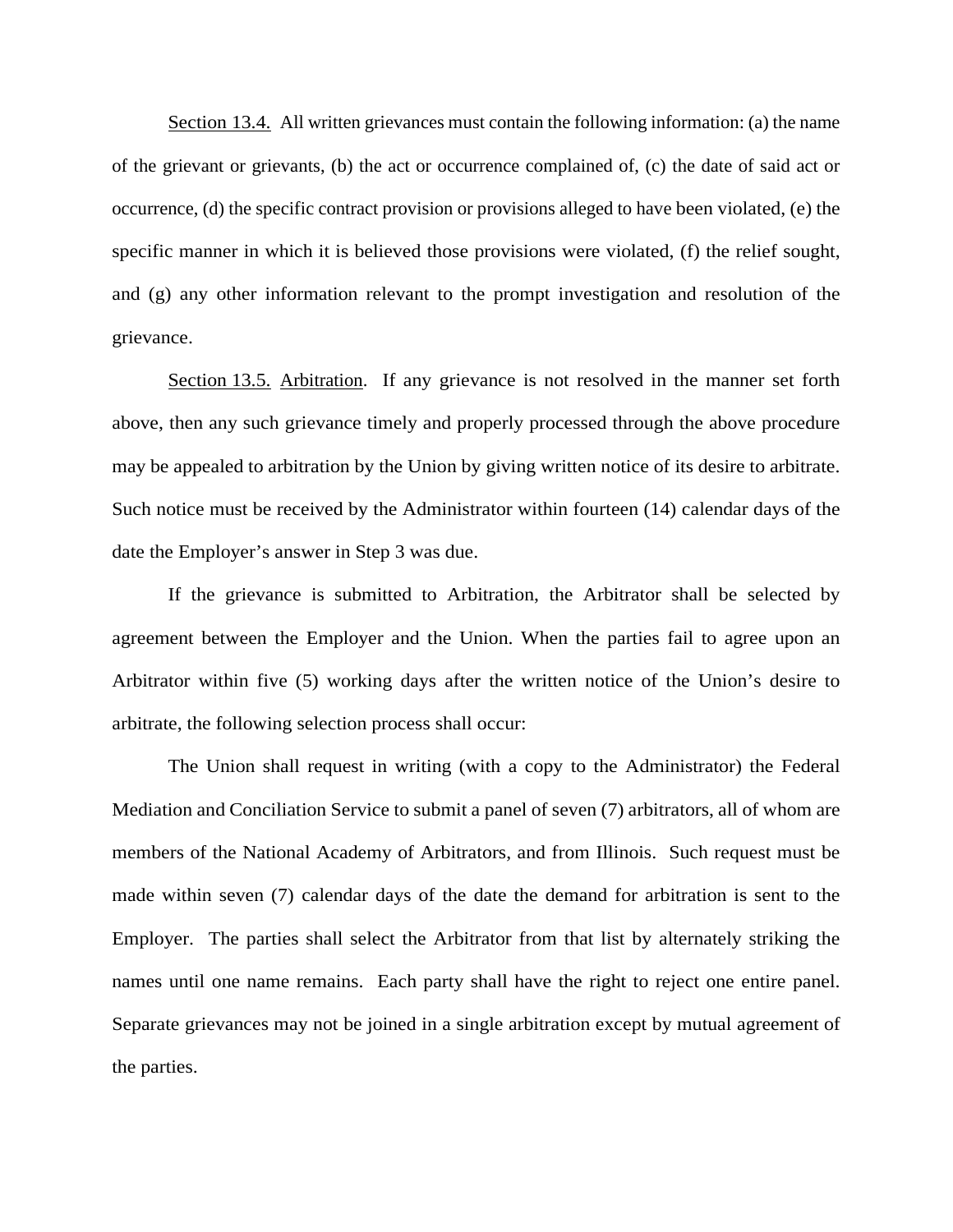<u>Section 13.4.</u> All written grievances must contain the following information: (a) the name of the grievant or grievants, (b) the act or occurrence complained of, (c) the date of said act or occurrence, (d) the specific contract provision or provisions alleged to have been violated, (e) the specific manner in which it is believed those provisions were violated, (f) the relief sought, and (g) any other information relevant to the prompt investigation and resolution of the grievance.

<u>Section 13.5.</u> <u>Arbitration</u>. If any grievance is not resolved in the manner set forth above, then any such grievance timely and properly processed through the above procedure may be appealed to arbitration by the Union by giving written notice of its desire to arbitrate. Such notice must be received by the Administrator within fourteen (14) calendar days of the date the Employer's answer in Step 3 was due.

If the grievance is submitted to Arbitration, the Arbitrator shall be selected by agreement between the Employer and the Union. When the parties fail to agree upon an Arbitrator within five (5) working days after the written notice of the Union's desire to arbitrate, the following selection process shall occur:

The Union shall request in writing (with a copy to the Administrator) the Federal Mediation and Conciliation Service to submit a panel of seven (7) arbitrators, all of whom are members of the National Academy of Arbitrators, and from Illinois. Such request must be made within seven (7) calendar days of the date the demand for arbitration is sent to the Employer. The parties shall select the Arbitrator from that list by alternately striking the names until one name remains. Each party shall have the right to reject one entire panel. Separate grievances may not be joined in a single arbitration except by mutual agreement of the parties.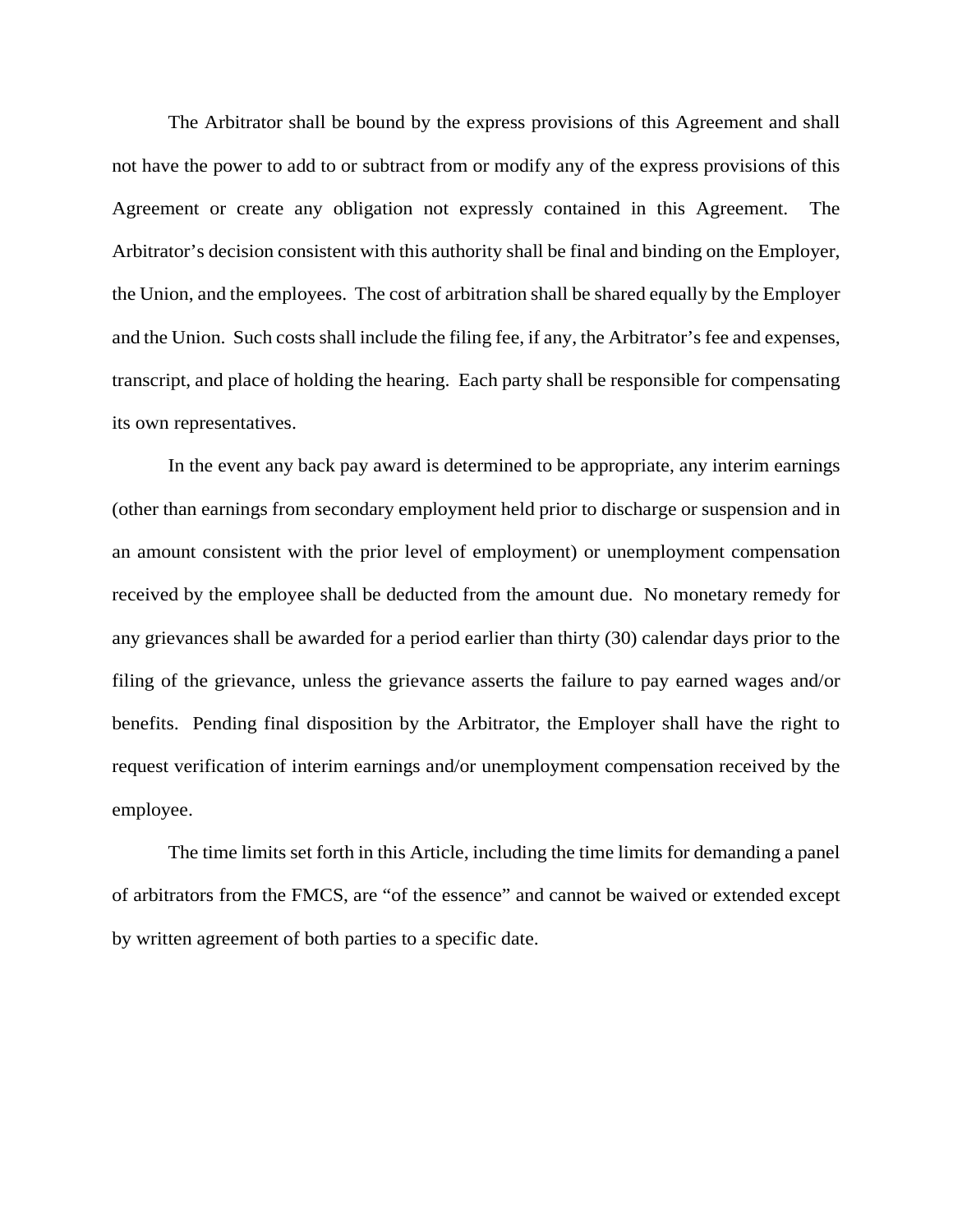The Arbitrator shall be bound by the express provisions of this Agreement and shall not have the power to add to or subtract from or modify any of the express provisions of this Agreement or create any obligation not expressly contained in this Agreement. The Arbitrator's decision consistent with this authority shall be final and binding on the Employer, the Union, and the employees. The cost of arbitration shall be shared equally by the Employer and the Union. Such costs shall include the filing fee, if any, the Arbitrator's fee and expenses, transcript, and place of holding the hearing. Each party shall be responsible for compensating its own representatives.

In the event any back pay award is determined to be appropriate, any interim earnings (other than earnings from secondary employment held prior to discharge or suspension and in an amount consistent with the prior level of employment) or unemployment compensation received by the employee shall be deducted from the amount due. No monetary remedy for any grievances shall be awarded for a period earlier than thirty (30) calendar days prior to the filing of the grievance, unless the grievance asserts the failure to pay earned wages and/or benefits. Pending final disposition by the Arbitrator, the Employer shall have the right to request verification of interim earnings and/or unemployment compensation received by the employee.

The time limits set forth in this Article, including the time limits for demanding a panel of arbitrators from the FMCS, are "of the essence" and cannot be waived or extended except by written agreement of both parties to a specific date.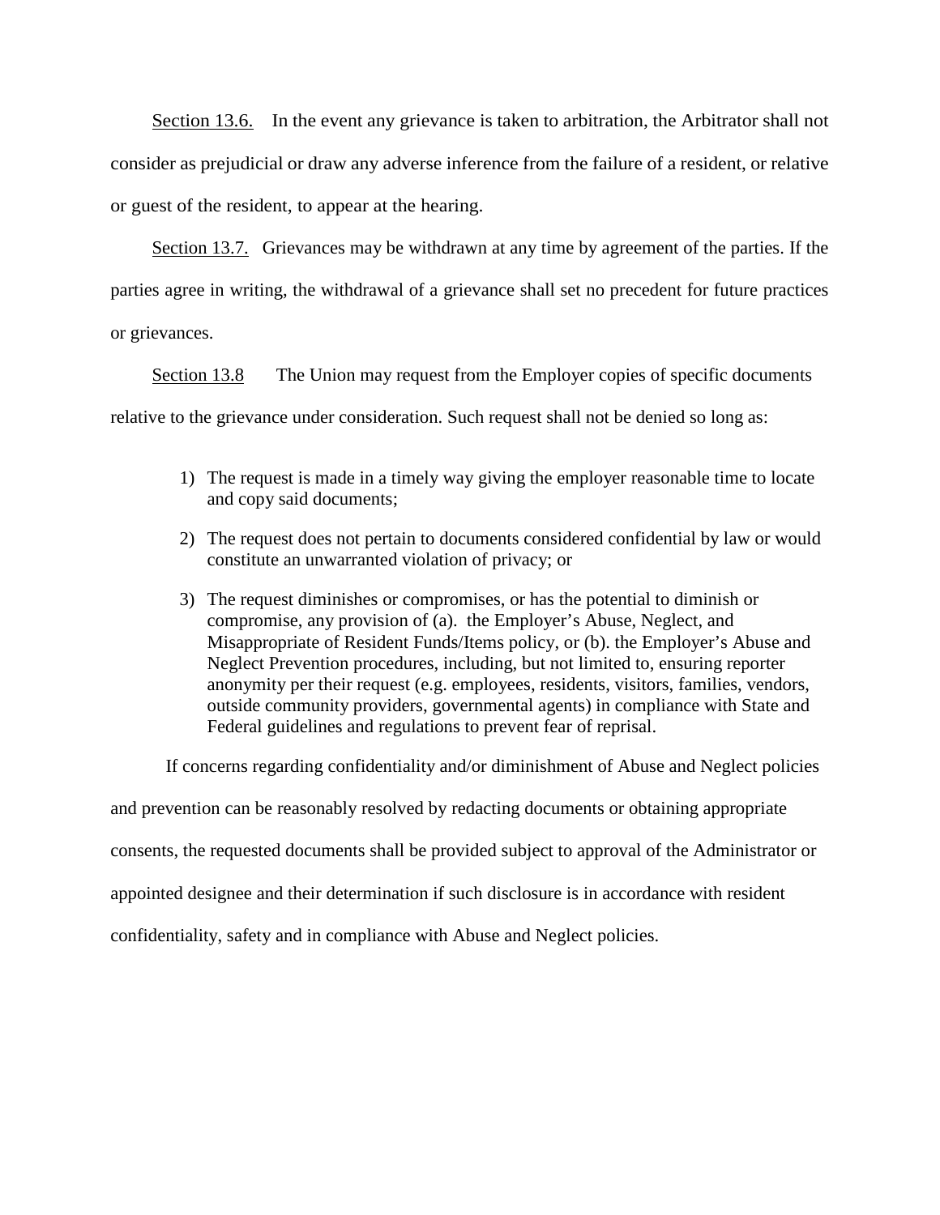<u>Section 13.6.</u> In the event any grievance is taken to arbitration, the Arbitrator shall not consider as prejudicial or draw any adverse inference from the failure of a resident, or relative or guest of the resident, to appear at the hearing.

<u>Section 13.7.</u> Grievances may be withdrawn at any time by agreement of the parties. If the parties agree in writing, the withdrawal of a grievance shall set no precedent for future practices or grievances.

<u>Section 13.8</u> The Union may request from the Employer copies of specific documents relative to the grievance under consideration. Such request shall not be denied so long as:

1) The request is made in a timely way giving the employer reasonable time to locate and copy said documents;
2) The request does not pertain to documents considered confidential by law or would constitute an unwarranted violation of privacy; or
3) The request diminishes or compromises, or has the potential to diminish or compromise, any provision of (a). the Employer's Abuse, Neglect, and Misappropriate of Resident Funds/Items policy, or (b). the Employer's Abuse and Neglect Prevention procedures, including, but not limited to, ensuring reporter anonymity per their request (e.g. employees, residents, visitors, families, vendors, outside community providers, governmental agents) in compliance with State and Federal guidelines and regulations to prevent fear of reprisal.

If concerns regarding confidentiality and/or diminishment of Abuse and Neglect policies and prevention can be reasonably resolved by redacting documents or obtaining appropriate consents, the requested documents shall be provided subject to approval of the Administrator or appointed designee and their determination if such disclosure is in accordance with resident confidentiality, safety and in compliance with Abuse and Neglect policies.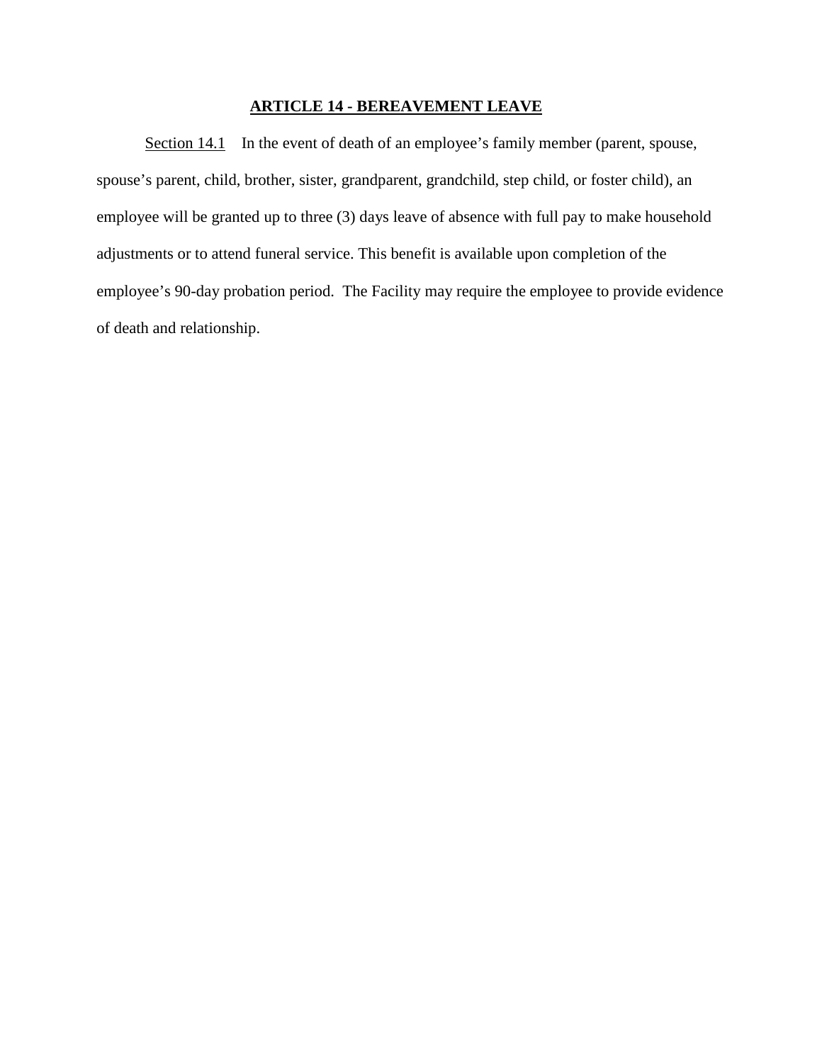## ARTICLE 14 - BEREAVEMENT LEAVE

Section 14.1 In the event of death of an employee's family member (parent, spouse, spouse's parent, child, brother, sister, grandparent, grandchild, step child, or foster child), an employee will be granted up to three (3) days leave of absence with full pay to make household adjustments or to attend funeral service. This benefit is available upon completion of the employee's 90-day probation period. The Facility may require the employee to provide evidence of death and relationship.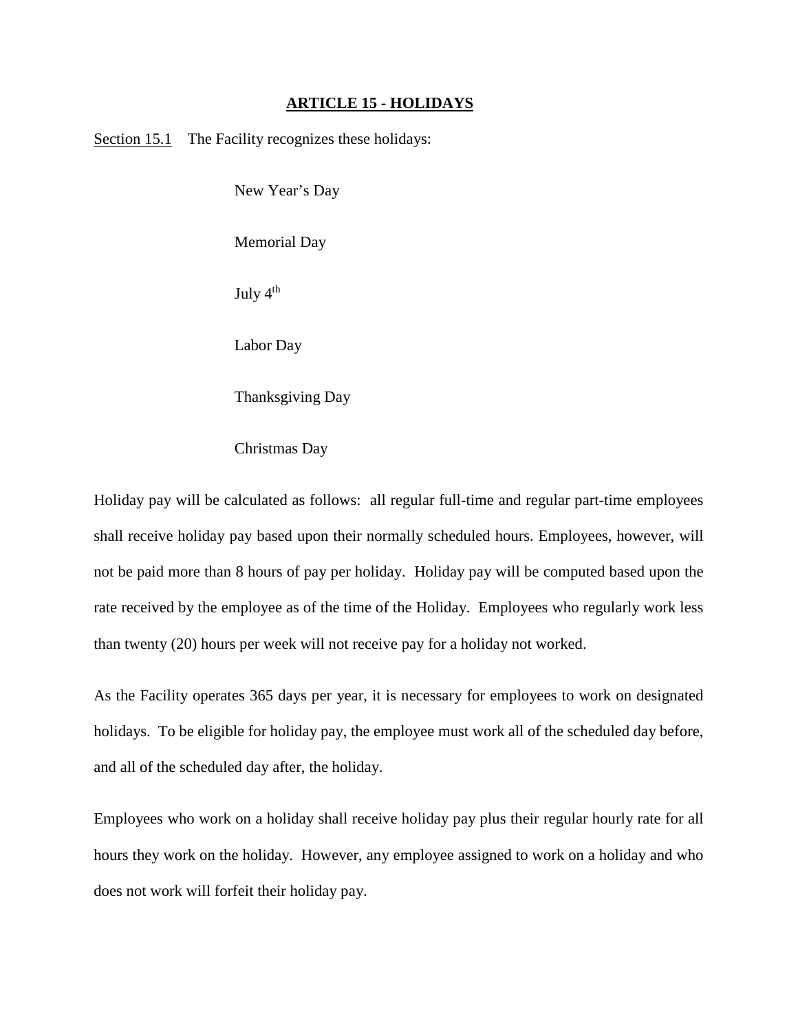## ARTICLE 15 - HOLIDAYS

Section 15.1 The Facility recognizes these holidays:

- New Year's Day
- Memorial Day
- July $4^{th}$
- Labor Day
- Thanksgiving Day
- Christmas Day

Holiday pay will be calculated as follows: all regular full-time and regular part-time employees shall receive holiday pay based upon their normally scheduled hours. Employees, however, will not be paid more than 8 hours of pay per holiday. Holiday pay will be computed based upon the rate received by the employee as of the time of the Holiday. Employees who regularly work less than twenty (20) hours per week will not receive pay for a holiday not worked.

As the Facility operates 365 days per year, it is necessary for employees to work on designated holidays. To be eligible for holiday pay, the employee must work all of the scheduled day before, and all of the scheduled day after, the holiday.

Employees who work on a holiday shall receive holiday pay plus their regular hourly rate for all hours they work on the holiday. However, any employee assigned to work on a holiday and who does not work will forfeit their holiday pay.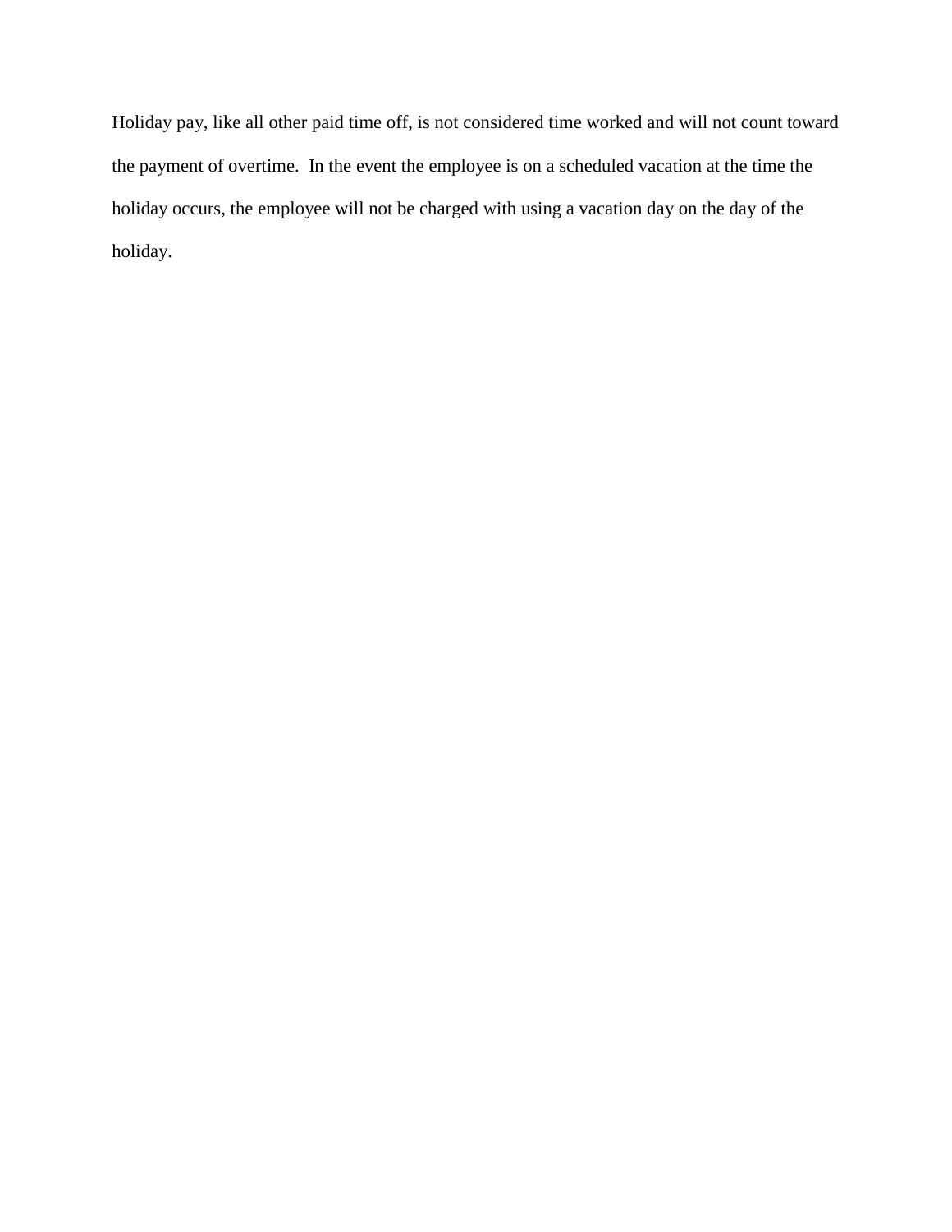Holiday pay, like all other paid time off, is not considered time worked and will not count toward the payment of overtime. In the event the employee is on a scheduled vacation at the time the holiday occurs, the employee will not be charged with using a vacation day on the day of the holiday.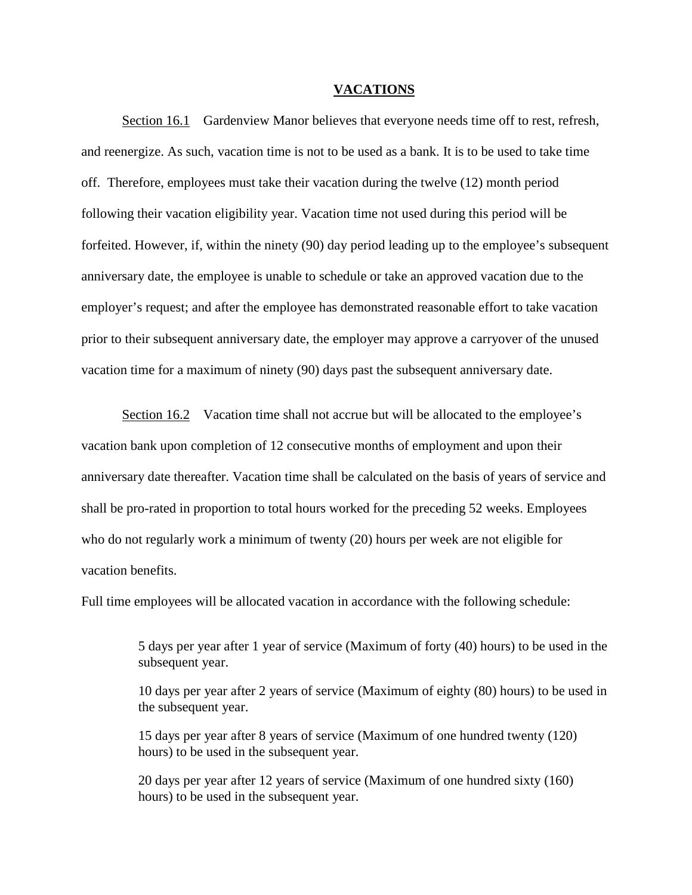# VACATIONS

Section 16.1 Gardenview Manor believes that everyone needs time off to rest, refresh, and reenergize. As such, vacation time is not to be used as a bank. It is to be used to take time off. Therefore, employees must take their vacation during the twelve (12) month period following their vacation eligibility year. Vacation time not used during this period will be forfeited. However, if, within the ninety (90) day period leading up to the employee's subsequent anniversary date, the employee is unable to schedule or take an approved vacation due to the employer's request; and after the employee has demonstrated reasonable effort to take vacation prior to their subsequent anniversary date, the employer may approve a carryover of the unused vacation time for a maximum of ninety (90) days past the subsequent anniversary date.

Section 16.2 Vacation time shall not accrue but will be allocated to the employee's vacation bank upon completion of 12 consecutive months of employment and upon their anniversary date thereafter. Vacation time shall be calculated on the basis of years of service and shall be pro-rated in proportion to total hours worked for the preceding 52 weeks. Employees who do not regularly work a minimum of twenty (20) hours per week are not eligible for vacation benefits.

Full time employees will be allocated vacation in accordance with the following schedule:

> 5 days per year after 1 year of service (Maximum of forty (40) hours) to be used in the subsequent year.
>
> 10 days per year after 2 years of service (Maximum of eighty (80) hours) to be used in the subsequent year.
>
> 15 days per year after 8 years of service (Maximum of one hundred twenty (120) hours) to be used in the subsequent year.
>
> 20 days per year after 12 years of service (Maximum of one hundred sixty (160) hours) to be used in the subsequent year.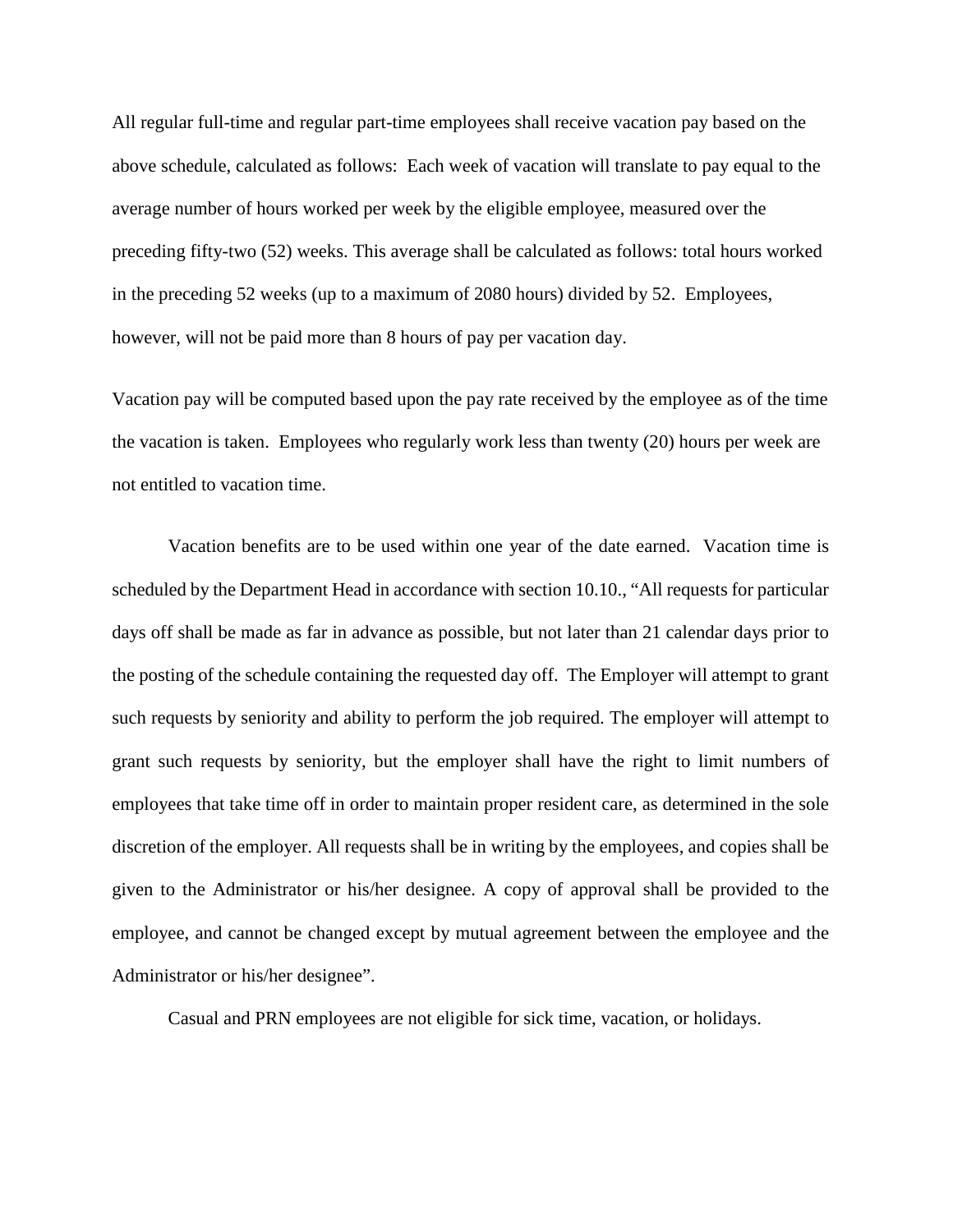All regular full-time and regular part-time employees shall receive vacation pay based on the above schedule, calculated as follows: Each week of vacation will translate to pay equal to the average number of hours worked per week by the eligible employee, measured over the preceding fifty-two (52) weeks. This average shall be calculated as follows: total hours worked in the preceding 52 weeks (up to a maximum of 2080 hours) divided by 52. Employees, however, will not be paid more than 8 hours of pay per vacation day.

Vacation pay will be computed based upon the pay rate received by the employee as of the time the vacation is taken. Employees who regularly work less than twenty (20) hours per week are not entitled to vacation time.

Vacation benefits are to be used within one year of the date earned. Vacation time is scheduled by the Department Head in accordance with section 10.10., "All requests for particular days off shall be made as far in advance as possible, but not later than 21 calendar days prior to the posting of the schedule containing the requested day off. The Employer will attempt to grant such requests by seniority and ability to perform the job required. The employer will attempt to grant such requests by seniority, but the employer shall have the right to limit numbers of employees that take time off in order to maintain proper resident care, as determined in the sole discretion of the employer. All requests shall be in writing by the employees, and copies shall be given to the Administrator or his/her designee. A copy of approval shall be provided to the employee, and cannot be changed except by mutual agreement between the employee and the Administrator or his/her designee".

Casual and PRN employees are not eligible for sick time, vacation, or holidays.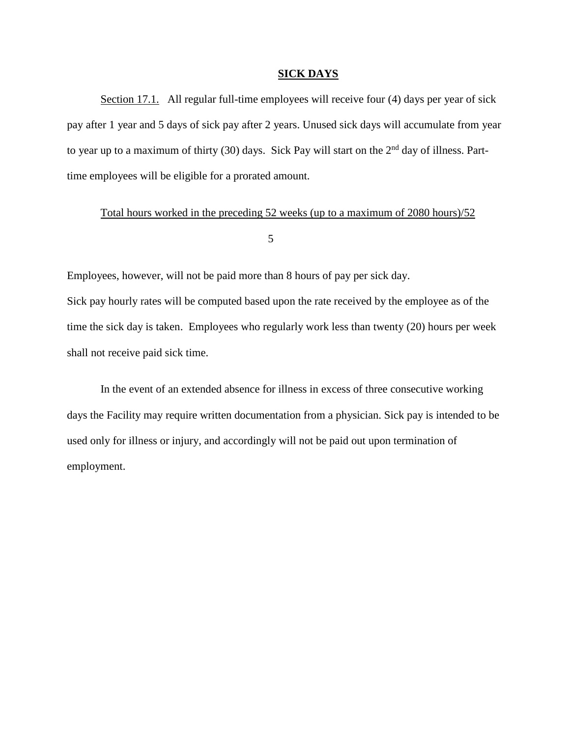## SICK DAYS

Section 17.1. All regular full-time employees will receive four (4) days per year of sick pay after 1 year and 5 days of sick pay after 2 years. Unused sick days will accumulate from year to year up to a maximum of thirty (30) days. Sick Pay will start on the 2nd day of illness. Part-time employees will be eligible for a prorated amount.

$$\frac{\text{Total hours worked in the preceding 52 weeks (up to a maximum of 2080 hours)/52}}{5}$$

Employees, however, will not be paid more than 8 hours of pay per sick day.
Sick pay hourly rates will be computed based upon the rate received by the employee as of the time the sick day is taken. Employees who regularly work less than twenty (20) hours per week shall not receive paid sick time.

In the event of an extended absence for illness in excess of three consecutive working days the Facility may require written documentation from a physician. Sick pay is intended to be used only for illness or injury, and accordingly will not be paid out upon termination of employment.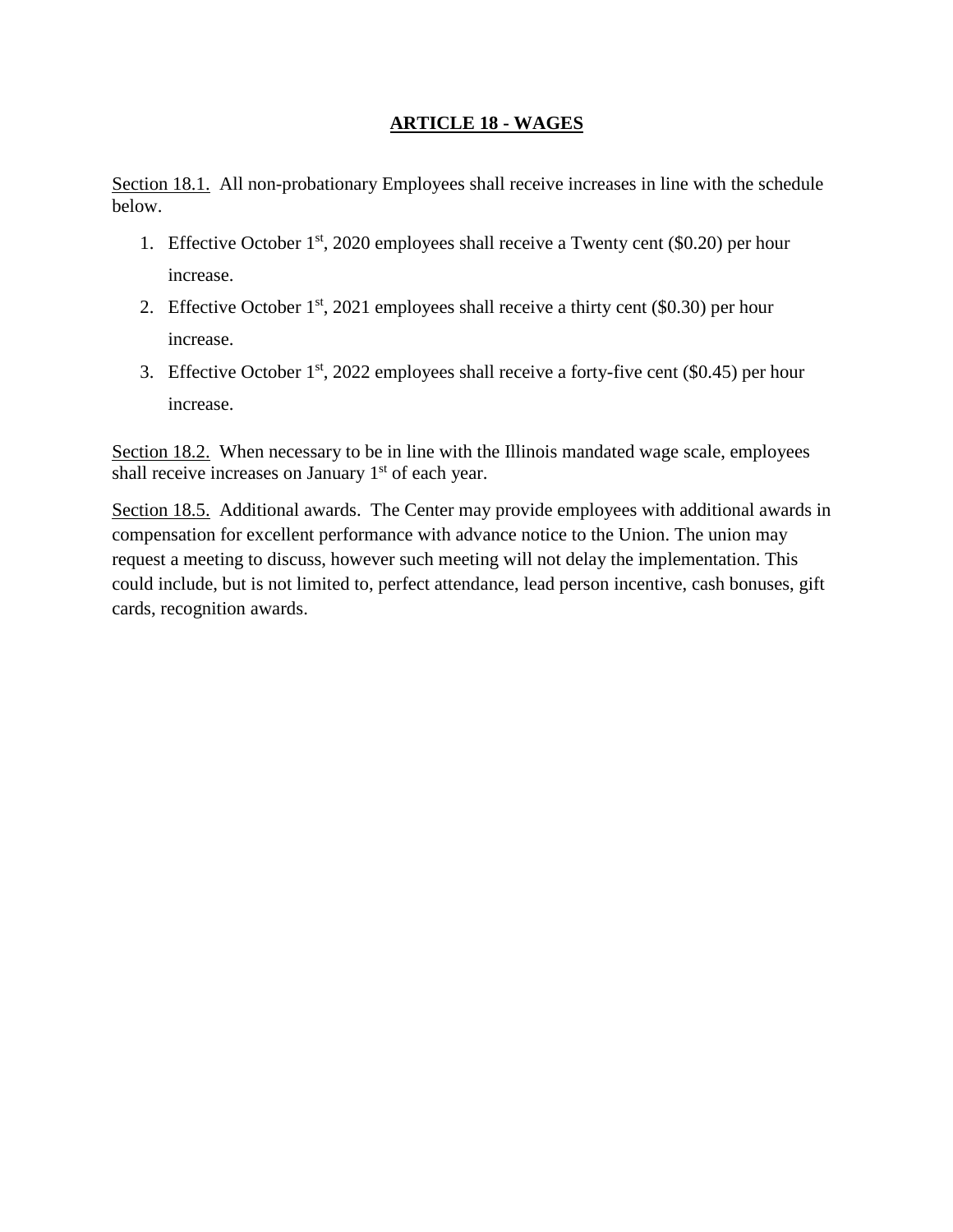## ARTICLE 18 - WAGES

Section 18.1. All non-probationary Employees shall receive increases in line with the schedule below.

1. Effective October 1st, 2020 employees shall receive a Twenty cent ($0.20) per hour increase.
2. Effective October 1st, 2021 employees shall receive a thirty cent ($0.30) per hour increase.
3. Effective October 1st, 2022 employees shall receive a forty-five cent ($0.45) per hour increase.

Section 18.2. When necessary to be in line with the Illinois mandated wage scale, employees shall receive increases on January 1st of each year.

Section 18.5. Additional awards. The Center may provide employees with additional awards in compensation for excellent performance with advance notice to the Union. The union may request a meeting to discuss, however such meeting will not delay the implementation. This could include, but is not limited to, perfect attendance, lead person incentive, cash bonuses, gift cards, recognition awards.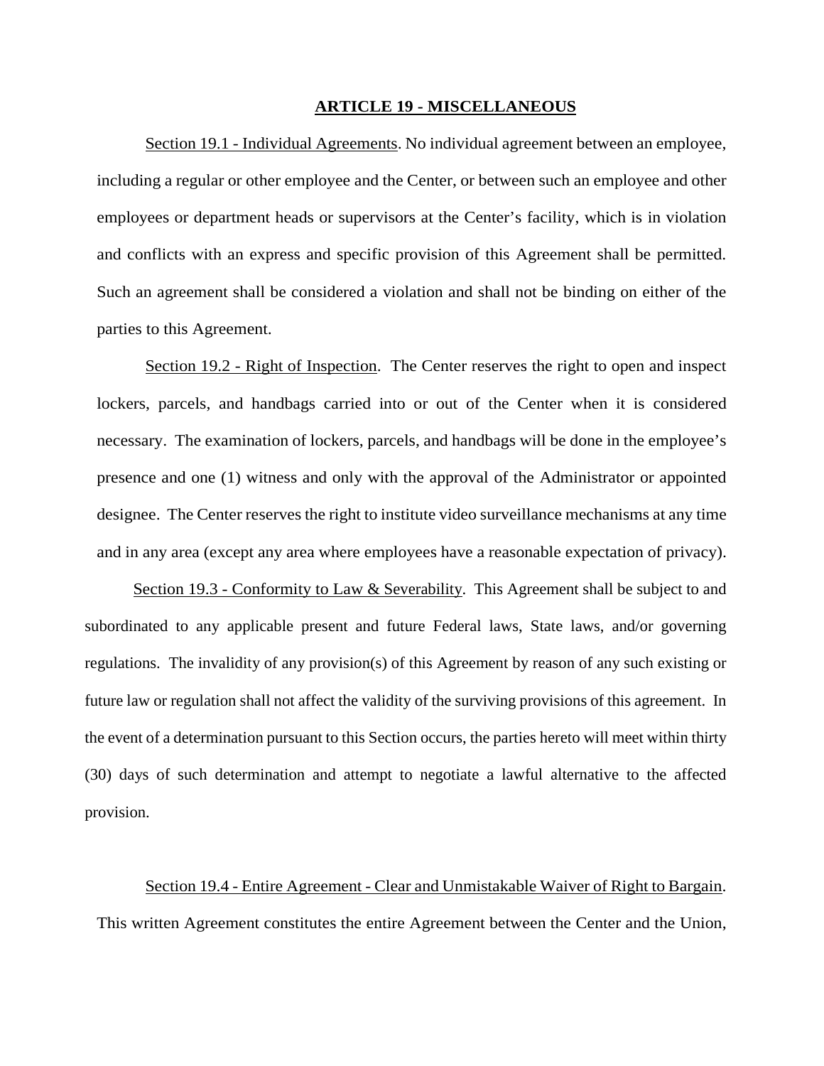## ARTICLE 19 - MISCELLANEOUS

Section 19.1 - Individual Agreements. No individual agreement between an employee, including a regular or other employee and the Center, or between such an employee and other employees or department heads or supervisors at the Center's facility, which is in violation and conflicts with an express and specific provision of this Agreement shall be permitted. Such an agreement shall be considered a violation and shall not be binding on either of the parties to this Agreement.

Section 19.2 - Right of Inspection. The Center reserves the right to open and inspect lockers, parcels, and handbags carried into or out of the Center when it is considered necessary. The examination of lockers, parcels, and handbags will be done in the employee's presence and one (1) witness and only with the approval of the Administrator or appointed designee. The Center reserves the right to institute video surveillance mechanisms at any time and in any area (except any area where employees have a reasonable expectation of privacy).

Section 19.3 - Conformity to Law & Severability. This Agreement shall be subject to and subordinated to any applicable present and future Federal laws, State laws, and/or governing regulations. The invalidity of any provision(s) of this Agreement by reason of any such existing or future law or regulation shall not affect the validity of the surviving provisions of this agreement. In the event of a determination pursuant to this Section occurs, the parties hereto will meet within thirty (30) days of such determination and attempt to negotiate a lawful alternative to the affected provision.

Section 19.4 - Entire Agreement - Clear and Unmistakable Waiver of Right to Bargain. This written Agreement constitutes the entire Agreement between the Center and the Union,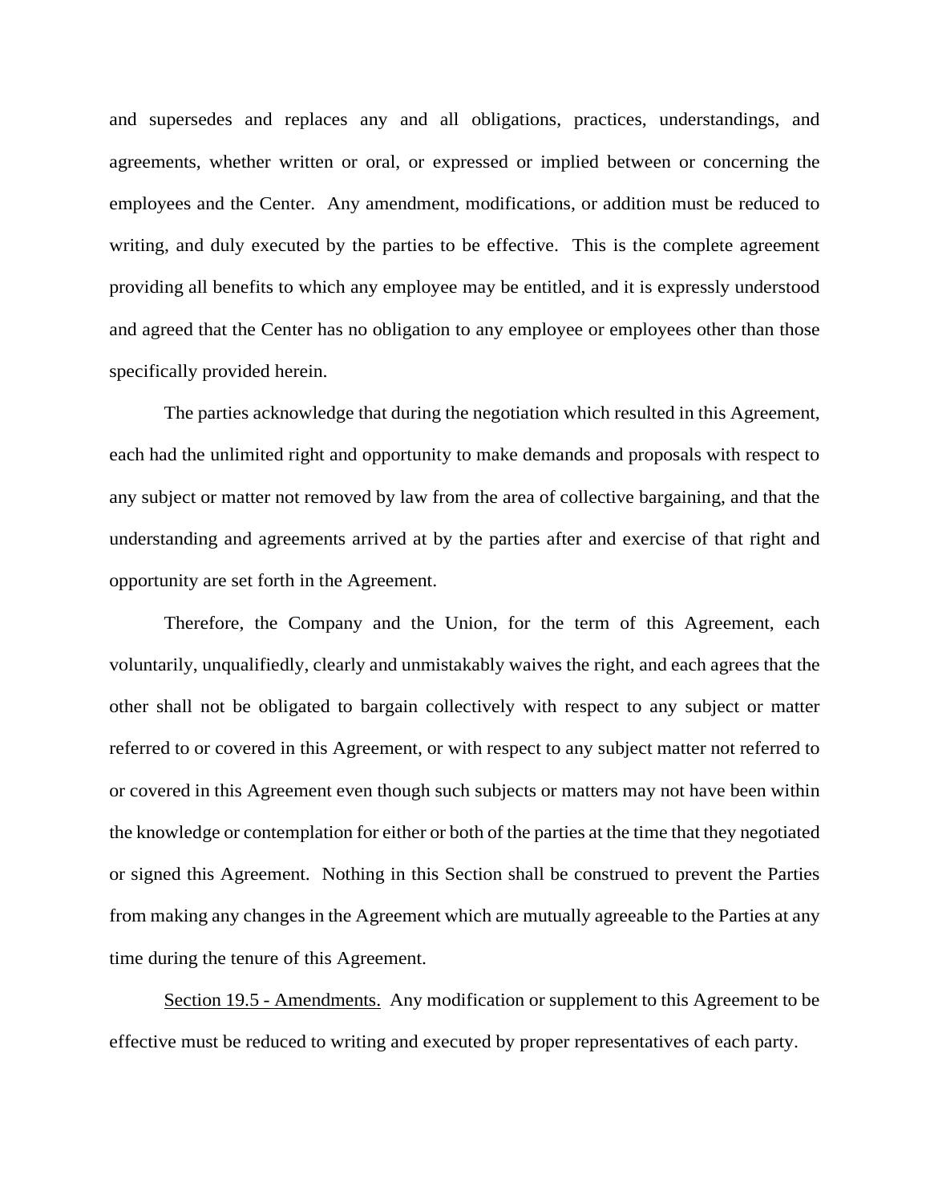and supersedes and replaces any and all obligations, practices, understandings, and agreements, whether written or oral, or expressed or implied between or concerning the employees and the Center. Any amendment, modifications, or addition must be reduced to writing, and duly executed by the parties to be effective. This is the complete agreement providing all benefits to which any employee may be entitled, and it is expressly understood and agreed that the Center has no obligation to any employee or employees other than those specifically provided herein.

The parties acknowledge that during the negotiation which resulted in this Agreement, each had the unlimited right and opportunity to make demands and proposals with respect to any subject or matter not removed by law from the area of collective bargaining, and that the understanding and agreements arrived at by the parties after and exercise of that right and opportunity are set forth in the Agreement.

Therefore, the Company and the Union, for the term of this Agreement, each voluntarily, unqualifiedly, clearly and unmistakably waives the right, and each agrees that the other shall not be obligated to bargain collectively with respect to any subject or matter referred to or covered in this Agreement, or with respect to any subject matter not referred to or covered in this Agreement even though such subjects or matters may not have been within the knowledge or contemplation for either or both of the parties at the time that they negotiated or signed this Agreement. Nothing in this Section shall be construed to prevent the Parties from making any changes in the Agreement which are mutually agreeable to the Parties at any time during the tenure of this Agreement.

<u>Section 19.5 - Amendments.</u> Any modification or supplement to this Agreement to be effective must be reduced to writing and executed by proper representatives of each party.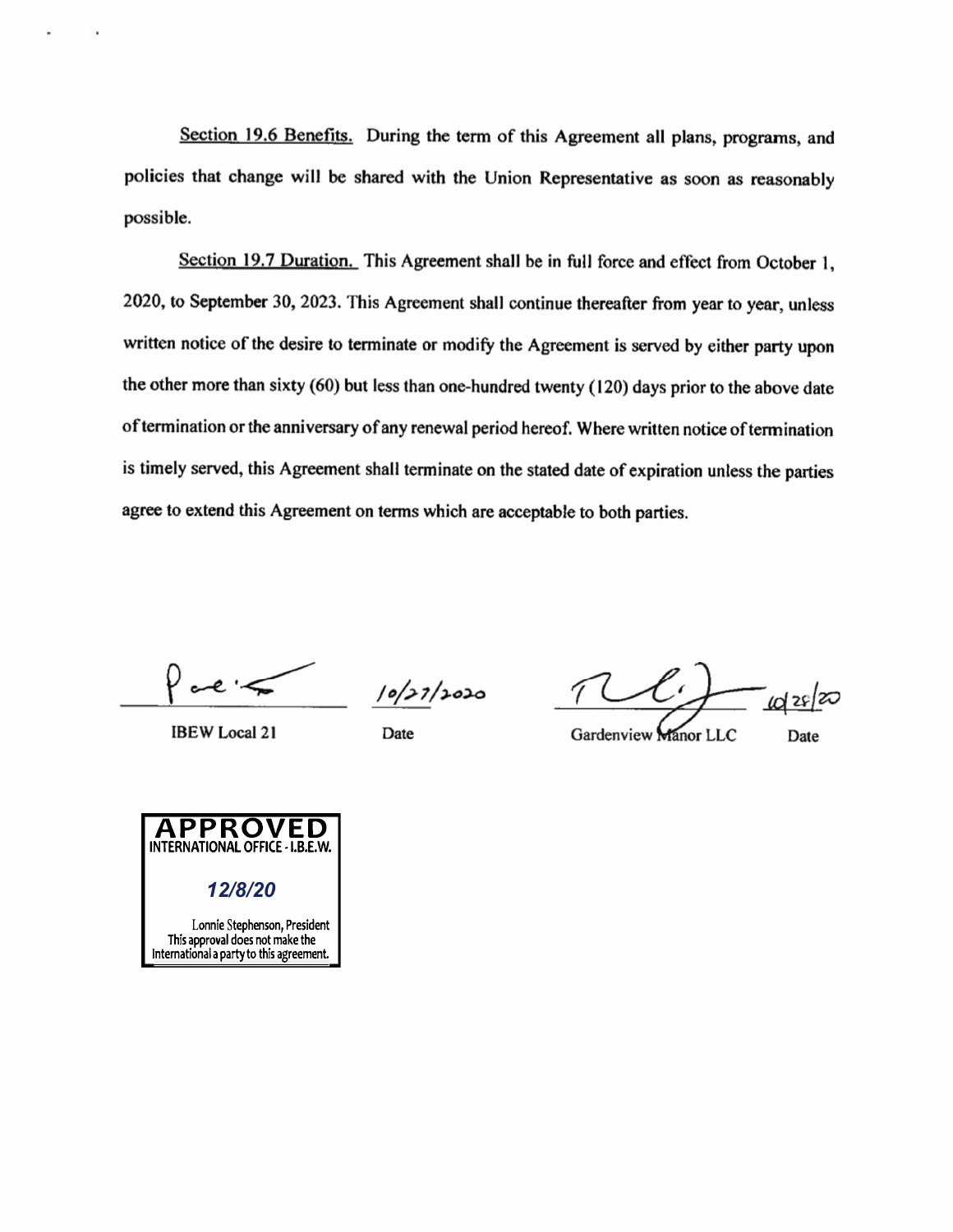<u>Section 19.6 Benefits.</u> During the term of this Agreement all plans, programs, and policies that change will be shared with the Union Representative as soon as reasonably possible.

<u>Section 19.7 Duration.</u> This Agreement shall be in full force and effect from October 1, 2020, to September 30, 2023. This Agreement shall continue thereafter from year to year, unless written notice of the desire to terminate or modify the Agreement is served by either party upon the other more than sixty (60) but less than one-hundred twenty (120) days prior to the above date of termination or the anniversary of any renewal period hereof. Where written notice of termination is timely served, this Agreement shall terminate on the stated date of expiration unless the parties agree to extend this Agreement on terms which are acceptable to both parties.

| | | | |
|---|---|---|---|
| *[signature]* | 10/27/2020 | *[signature]* | 10/28/20 |
| IBEW Local 21 | Date | Gardenview Manor LLC | Date |

**APPROVED**
INTERNATIONAL OFFICE - I.B.E.W.

*12/8/20*

Lonnie Stephenson, President
This approval does not make the International a party to this agreement.